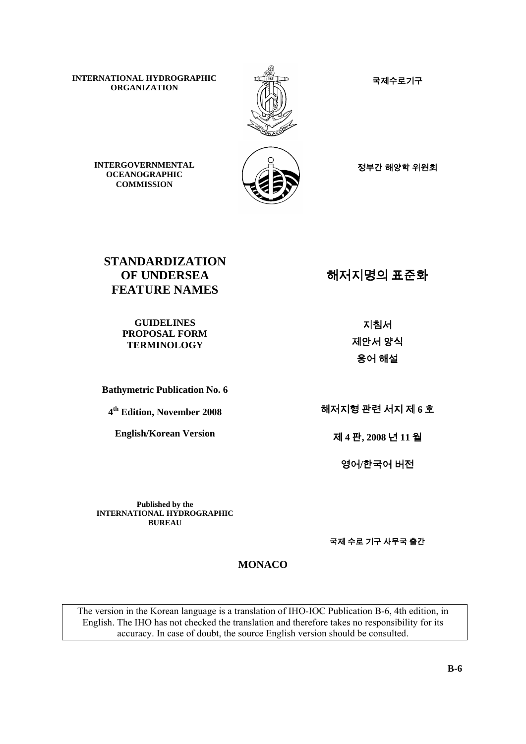**INTERNATIONAL HYDROGRAPHIC ORGANIZATION**

국제수로기구

**INTERGOVERNMENTAL OCEANOGRAPHIC COMMISSION**

정부간 해양학 위원회

# STANDARDIZATION OF UNDERSEA FEATURE NAMES

# 해저지명의 표준화

**GUIDELINES**
**PROPOSAL FORM**
**TERMINOLOGY**

지침서

제안서 양식

용어 해설

**Bathymetric Publication No. 6**

**4th Edition, November 2008**

**English/Korean Version**

해저지형 관련 서지 제 6 호

제 4 판, 2008 년 11 월

영어/한국어 버전

**Published by the**
**INTERNATIONAL HYDROGRAPHIC BUREAU**

국제 수로 기구 사무국 출간

**MONACO**

The version in the Korean language is a translation of IHO-IOC Publication B-6, 4th edition, in English. The IHO has not checked the translation and therefore takes no responsibility for its accuracy. In case of doubt, the source English version should be consulted.

**B-6**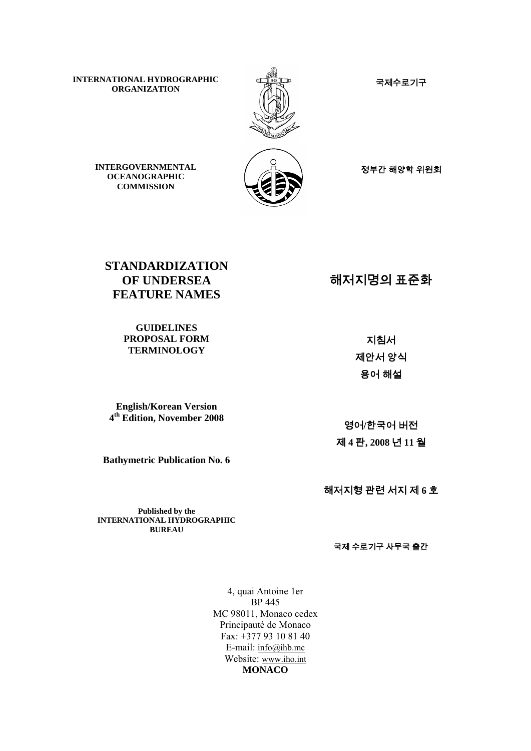**INTERNATIONAL HYDROGRAPHIC ORGANIZATION**

국제수로기구

**INTERGOVERNMENTAL OCEANOGRAPHIC COMMISSION**

정부간 해양학 위원회

# STANDARDIZATION OF UNDERSEA FEATURE NAMES

# 해저지명의 표준화

**GUIDELINES**
**PROPOSAL FORM**
**TERMINOLOGY**

지침서
제안서 양식
용어 해설

**English/Korean Version**
**4th Edition, November 2008**

영어/한국어 버전
제 **4** 판**, 2008** 년 **11** 월

**Bathymetric Publication No. 6**

해저지형 관련 서지 제 **6** 호

**Published by the**
**INTERNATIONAL HYDROGRAPHIC BUREAU**

국제 수로기구 사무국 출간

4, quai Antoine 1er
BP 445
MC 98011, Monaco cedex
Principauté de Monaco
Fax: +377 93 10 81 40
E-mail: info@ihb.mc
Website: www.iho.int
**MONACO**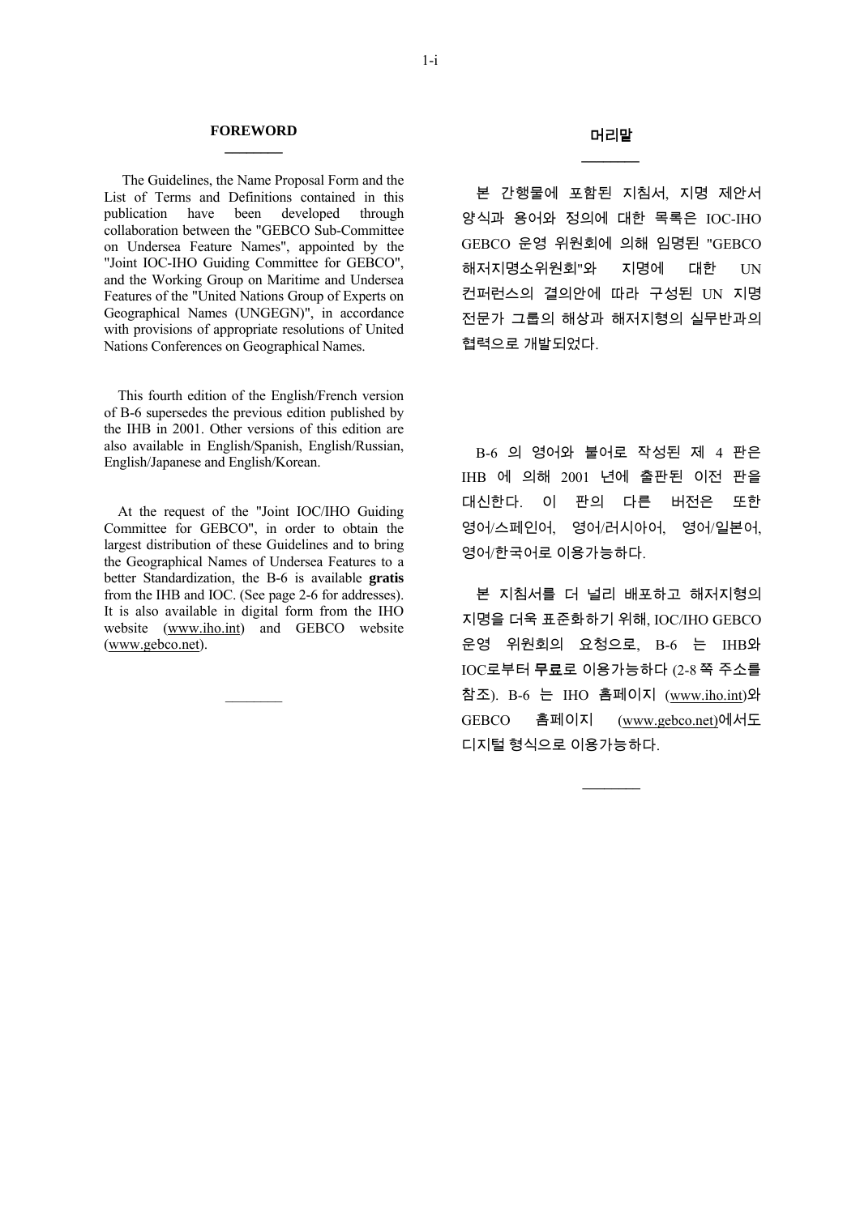## FOREWORD

The Guidelines, the Name Proposal Form and the List of Terms and Definitions contained in this publication have been developed through collaboration between the "GEBCO Sub-Committee on Undersea Feature Names", appointed by the "Joint IOC-IHO Guiding Committee for GEBCO", and the Working Group on Maritime and Undersea Features of the "United Nations Group of Experts on Geographical Names (UNGEGN)", in accordance with provisions of appropriate resolutions of United Nations Conferences on Geographical Names.

This fourth edition of the English/French version of B-6 supersedes the previous edition published by the IHB in 2001. Other versions of this edition are also available in English/Spanish, English/Russian, English/Japanese and English/Korean.

At the request of the "Joint IOC/IHO Guiding Committee for GEBCO", in order to obtain the largest distribution of these Guidelines and to bring the Geographical Names of Undersea Features to a better Standardization, the B-6 is available **gratis** from the IHB and IOC. (See page 2-6 for addresses). It is also available in digital form from the IHO website (www.iho.int) and GEBCO website (www.gebco.net).

## 머리말

본 간행물에 포함된 지침서, 지명 제안서 양식과 용어와 정의에 대한 목록은 IOC-IHO GEBCO 운영 위원회에 의해 임명된 "GEBCO 해저지명소위원회"와 지명에 대한 UN 컨퍼런스의 결의안에 따라 구성된 UN 지명 전문가 그룹의 해상과 해저지형의 실무반과의 협력으로 개발되었다.

B-6 의 영어와 불어로 작성된 제 4 판은 IHB 에 의해 2001 년에 출판된 이전 판을 대신한다. 이 판의 다른 버전은 또한 영어/스페인어, 영어/러시아어, 영어/일본어, 영어/한국어로 이용가능하다.

본 지침서를 더 널리 배포하고 해저지형의 지명을 더욱 표준화하기 위해, IOC/IHO GEBCO 운영 위원회의 요청으로, B-6 는 IHB와 IOC로부터 **무료**로 이용가능하다 (2-8 쪽 주소를 참조). B-6 는 IHO 홈페이지 (www.iho.int)와 GEBCO 홈페이지 (www.gebco.net)에서도 디지털 형식으로 이용가능하다.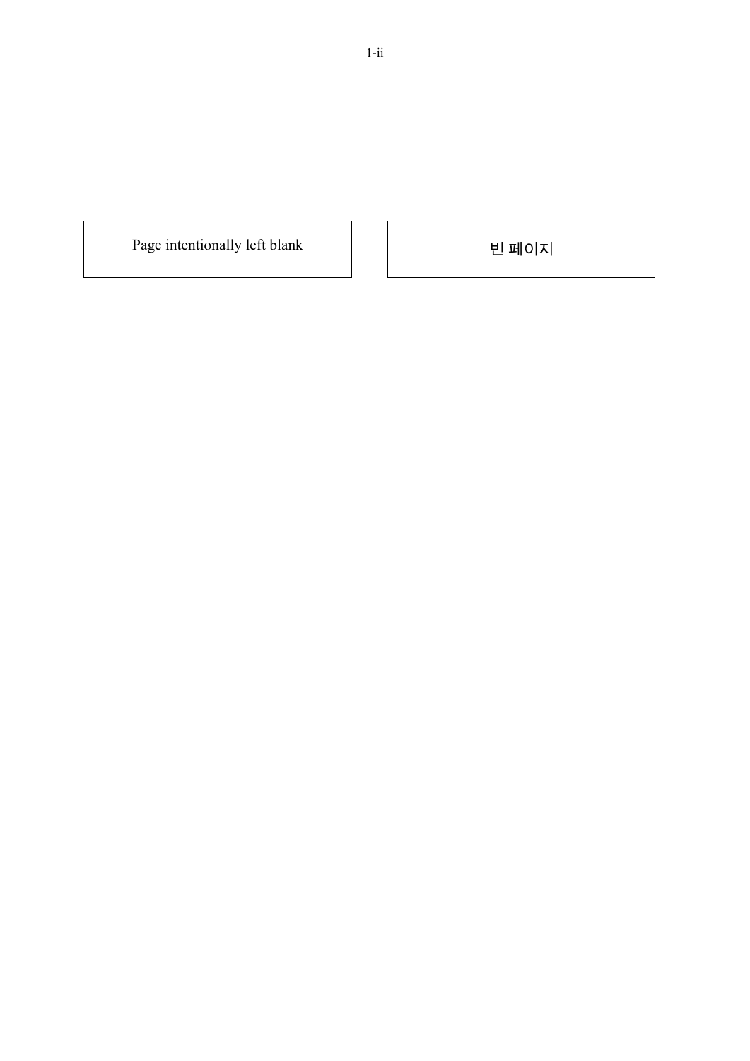Page intentionally left blank

빈 페이지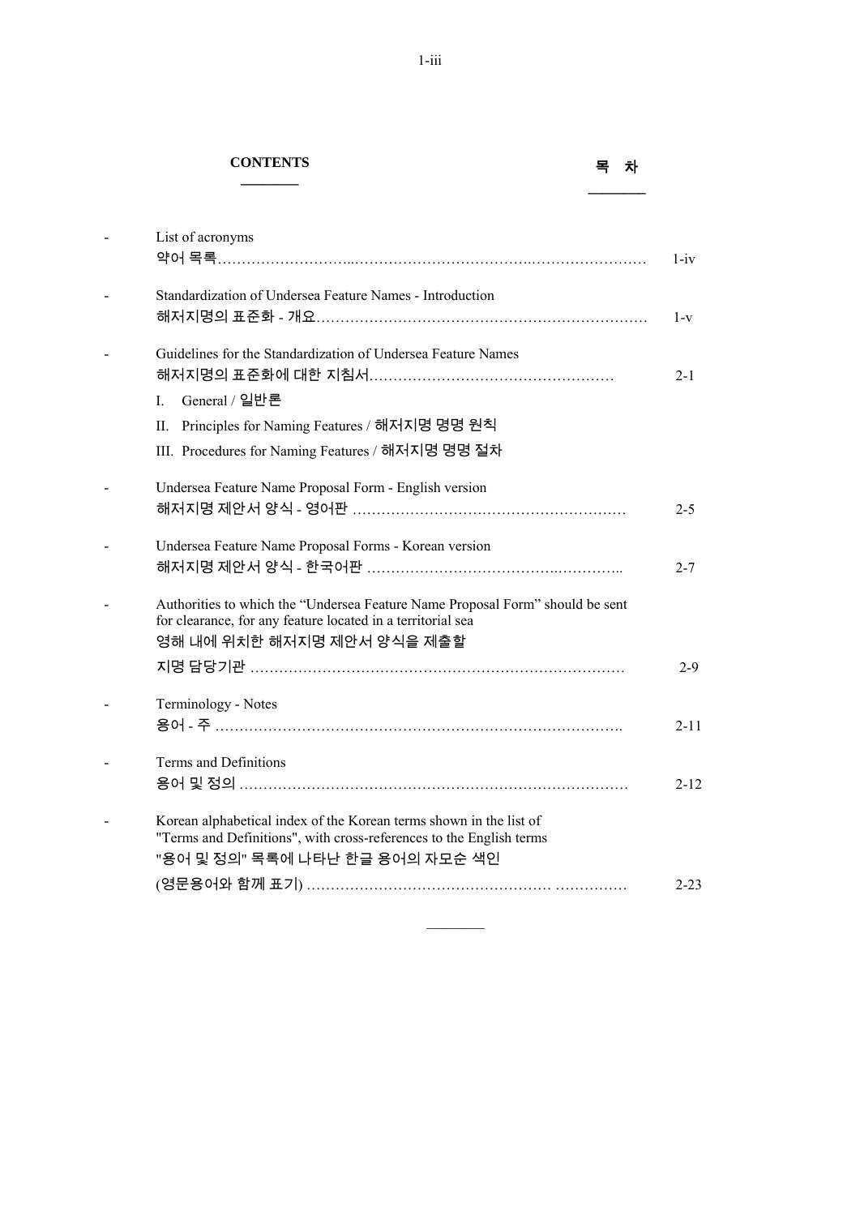**CONTENTS** **목 차**

- List of acronyms
  약어 목록 ........ 1-iv

- Standardization of Undersea Feature Names - Introduction
  해저지명의 표준화 - 개요 ........ 1-v

- Guidelines for the Standardization of Undersea Feature Names
  해저지명의 표준화에 대한 지침서 ........ 2-1
  - I. General / 일반론
  - II. Principles for Naming Features / 해저지명 명명 원칙
  - III. Procedures for Naming Features / 해저지명 명명 절차

- Undersea Feature Name Proposal Form - English version
  해저지명 제안서 양식 - 영어판 ........ 2-5

- Undersea Feature Name Proposal Forms - Korean version
  해저지명 제안서 양식 - 한국어판 ........ 2-7

- Authorities to which the "Undersea Feature Name Proposal Form" should be sent for clearance, for any feature located in a territorial sea
  영해 내에 위치한 해저지명 제안서 양식을 제출할 지명 담당기관 ........ 2-9

- Terminology - Notes
  용어 - 주 ........ 2-11

- Terms and Definitions
  용어 및 정의 ........ 2-12

- Korean alphabetical index of the Korean terms shown in the list of "Terms and Definitions", with cross-references to the English terms
  "용어 및 정의" 목록에 나타난 한글 용어의 자모순 색인 (영문용어와 함께 표기) ........ 2-23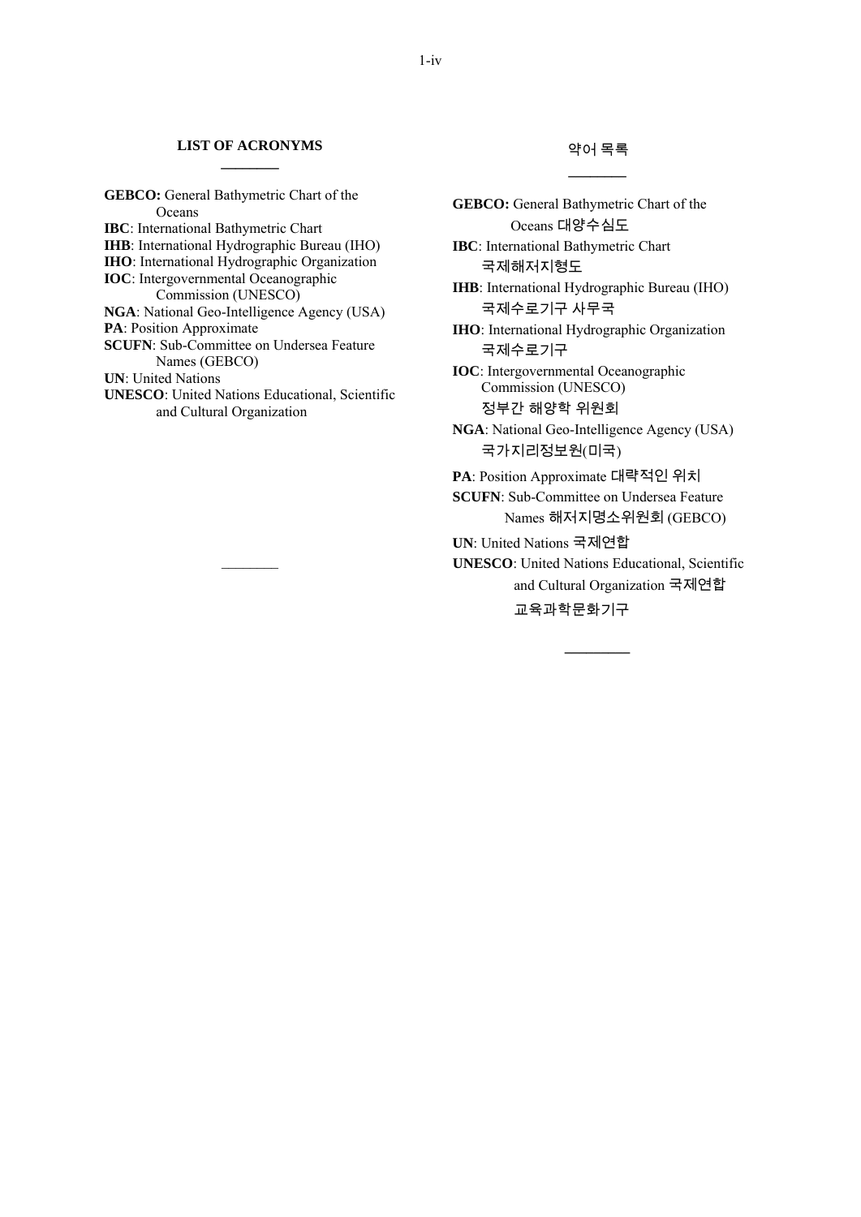## LIST OF ACRONYMS

**GEBCO:** General Bathymetric Chart of the Oceans

**IBC**: International Bathymetric Chart

**IHB**: International Hydrographic Bureau (IHO)

**IHO**: International Hydrographic Organization

**IOC**: Intergovernmental Oceanographic Commission (UNESCO)

**NGA**: National Geo-Intelligence Agency (USA)

**PA**: Position Approximate

**SCUFN**: Sub-Committee on Undersea Feature Names (GEBCO)

**UN**: United Nations

**UNESCO**: United Nations Educational, Scientific and Cultural Organization

---

## 약어 목록

**GEBCO:** General Bathymetric Chart of the Oceans 대양수심도

**IBC**: International Bathymetric Chart 국제해저지형도

**IHB**: International Hydrographic Bureau (IHO) 국제수로기구 사무국

**IHO**: International Hydrographic Organization 국제수로기구

**IOC**: Intergovernmental Oceanographic Commission (UNESCO) 정부간 해양학 위원회

**NGA**: National Geo-Intelligence Agency (USA) 국가지리정보원(미국)

**PA**: Position Approximate 대략적인 위치

**SCUFN**: Sub-Committee on Undersea Feature Names 해저지명소위원회 (GEBCO)

**UN**: United Nations 국제연합

**UNESCO**: United Nations Educational, Scientific and Cultural Organization 국제연합 교육과학문화기구

---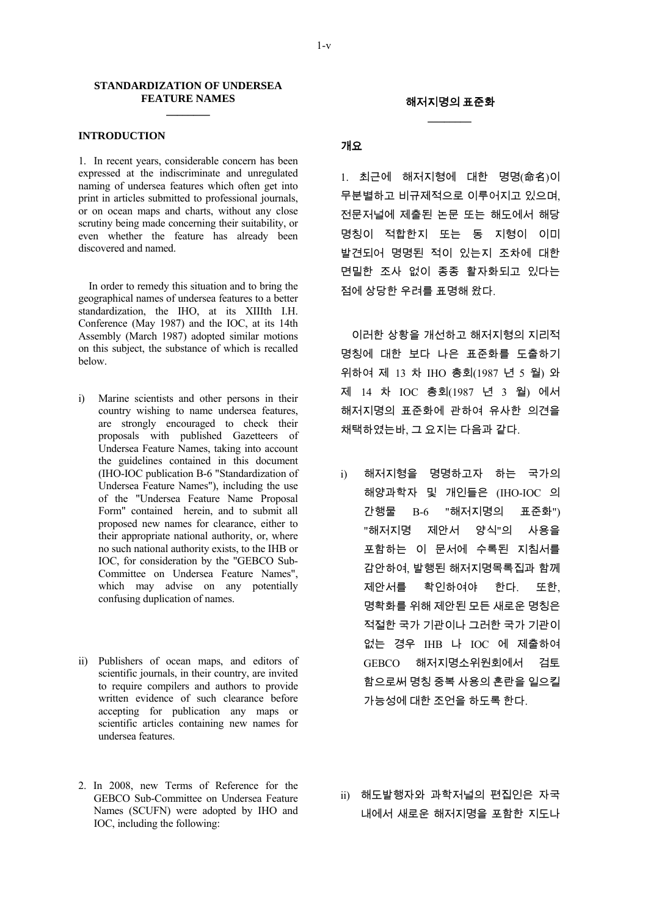## STANDARDIZATION OF UNDERSEA FEATURE NAMES

---

### INTRODUCTION

1. In recent years, considerable concern has been expressed at the indiscriminate and unregulated naming of undersea features which often get into print in articles submitted to professional journals, or on ocean maps and charts, without any close scrutiny being made concerning their suitability, or even whether the feature has already been discovered and named.

In order to remedy this situation and to bring the geographical names of undersea features to a better standardization, the IHO, at its XIIIth I.H. Conference (May 1987) and the IOC, at its 14th Assembly (March 1987) adopted similar motions on this subject, the substance of which is recalled below.

i) Marine scientists and other persons in their country wishing to name undersea features, are strongly encouraged to check their proposals with published Gazetteers of Undersea Feature Names, taking into account the guidelines contained in this document (IHO-IOC publication B-6 "Standardization of Undersea Feature Names"), including the use of the "Undersea Feature Name Proposal Form" contained herein, and to submit all proposed new names for clearance, either to their appropriate national authority, or, where no such national authority exists, to the IHB or IOC, for consideration by the "GEBCO Sub-Committee on Undersea Feature Names", which may advise on any potentially confusing duplication of names.

ii) Publishers of ocean maps, and editors of scientific journals, in their country, are invited to require compilers and authors to provide written evidence of such clearance before accepting for publication any maps or scientific articles containing new names for undersea features.

2. In 2008, new Terms of Reference for the GEBCO Sub-Committee on Undersea Feature Names (SCUFN) were adopted by IHO and IOC, including the following:

## 해저지명의 표준화

---

### 개요

1. 최근에 해저지형에 대한 명명(命名)이 무분별하고 비규제적으로 이루어지고 있으며, 전문저널에 제출된 논문 또는 해도에서 해당 명칭이 적합한지 또는 동 지형이 이미 발견되어 명명된 적이 있는지 조차에 대한 면밀한 조사 없이 종종 활자화되고 있다는 점에 상당한 우려를 표명해 왔다.

이러한 상황을 개선하고 해저지형의 지리적 명칭에 대한 보다 나은 표준화를 도출하기 위하여 제 13 차 IHO 총회(1987 년 5 월) 와 제 14 차 IOC 총회(1987 년 3 월) 에서 해저지명의 표준화에 관하여 유사한 의견을 채택하였는바, 그 요지는 다음과 같다.

i) 해저지형을 명명하고자 하는 국가의 해양과학자 및 개인들은 (IHO-IOC 의 간행물 B-6 "해저지명의 표준화") "해저지명 제안서 양식"의 사용을 포함하는 이 문서에 수록된 지침서를 감안하여, 발행된 해저지명목록집과 함께 제안서를 확인하여야 한다. 또한, 명확화를 위해 제안된 모든 새로운 명칭은 적절한 국가 기관이나 그러한 국가 기관이 없는 경우 IHB 나 IOC 에 제출하여 GEBCO 해저지명소위원회에서 검토 함으로써 명칭 중복 사용의 혼란을 일으킬 가능성에 대한 조언을 하도록 한다.

ii) 해도발행자와 과학저널의 편집인은 자국 내에서 새로운 해저지명을 포함한 지도나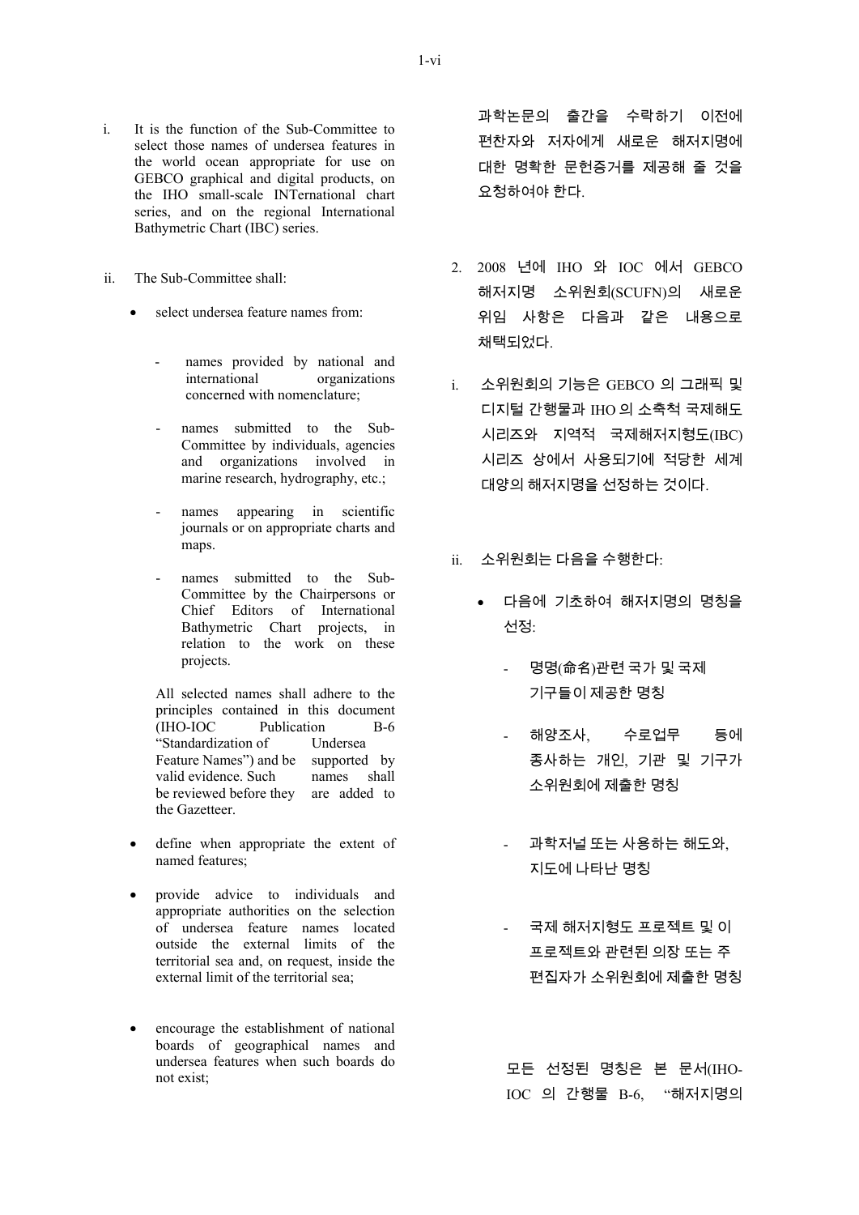i. It is the function of the Sub-Committee to select those names of undersea features in the world ocean appropriate for use on GEBCO graphical and digital products, on the IHO small-scale INTernational chart series, and on the regional International Bathymetric Chart (IBC) series.

ii. The Sub-Committee shall:

- select undersea feature names from:

  - names provided by national and international organizations concerned with nomenclature;

  - names submitted to the Sub-Committee by individuals, agencies and organizations involved in marine research, hydrography, etc.;

  - names appearing in scientific journals or on appropriate charts and maps.

  - names submitted to the Sub-Committee by the Chairpersons or Chief Editors of International Bathymetric Chart projects, in relation to the work on these projects.

  All selected names shall adhere to the principles contained in this document (IHO-IOC Publication B-6 "Standardization of Undersea Feature Names") and be supported by valid evidence. Such names shall be reviewed before they are added to the Gazetteer.

- define when appropriate the extent of named features;

- provide advice to individuals and appropriate authorities on the selection of undersea feature names located outside the external limits of the territorial sea and, on request, inside the external limit of the territorial sea;

- encourage the establishment of national boards of geographical names and undersea features when such boards do not exist;

과학논문의 출간을 수락하기 이전에 편찬자와 저자에게 새로운 해저지명에 대한 명확한 문헌증거를 제공해 줄 것을 요청하여야 한다.

2. 2008 년에 IHO 와 IOC 에서 GEBCO 해저지명 소위원회(SCUFN)의 새로운 위임 사항은 다음과 같은 내용으로 채택되었다.

i. 소위원회의 기능은 GEBCO 의 그래픽 및 디지털 간행물과 IHO 의 소축척 국제해도 시리즈와 지역적 국제해저지형도(IBC) 시리즈 상에서 사용되기에 적당한 세계 대양의 해저지명을 선정하는 것이다.

ii. 소위원회는 다음을 수행한다:

- 다음에 기초하여 해저지명의 명칭을 선정:

  - 명명(命名)관련 국가 및 국제 기구들이 제공한 명칭

  - 해양조사, 수로업무 등에 종사하는 개인, 기관 및 기구가 소위원회에 제출한 명칭

  - 과학저널 또는 사용하는 해도와, 지도에 나타난 명칭

  - 국제 해저지형도 프로젝트 및 이 프로젝트와 관련된 의장 또는 주 편집자가 소위원회에 제출한 명칭

  모든 선정된 명칭은 본 문서(IHO-IOC 의 간행물 B-6, "해저지명의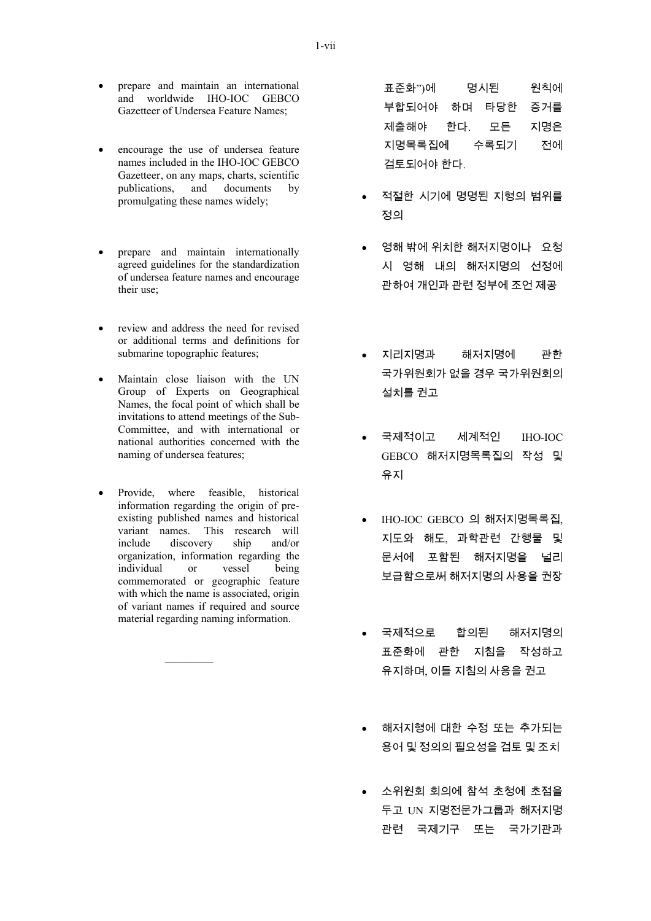- prepare and maintain an international and worldwide IHO-IOC GEBCO Gazetteer of Undersea Feature Names;

- encourage the use of undersea feature names included in the IHO-IOC GEBCO Gazetteer, on any maps, charts, scientific publications, and documents by promulgating these names widely;

- prepare and maintain internationally agreed guidelines for the standardization of undersea feature names and encourage their use;

- review and address the need for revised or additional terms and definitions for submarine topographic features;

- Maintain close liaison with the UN Group of Experts on Geographical Names, the focal point of which shall be invitations to attend meetings of the Sub-Committee, and with international or national authorities concerned with the naming of undersea features;

- Provide, where feasible, historical information regarding the origin of pre-existing published names and historical variant names. This research will include discovery ship and/or organization, information regarding the individual or vessel being commemorated or geographic feature with which the name is associated, origin of variant names if required and source material regarding naming information.

---

표준화")에 명시된 원칙에 부합되어야 하며 타당한 증거를 제출해야 한다. 모든 지명은 지명목록집에 수록되기 전에 검토되어야 한다.

- 적절한 시기에 명명된 지형의 범위를 정의

- 영해 밖에 위치한 해저지명이나 요청 시 영해 내의 해저지명의 선정에 관하여 개인과 관련 정부에 조언 제공

- 지리지명과 해저지명에 관한 국가위원회가 없을 경우 국가위원회의 설치를 권고

- 국제적이고 세계적인 IHO-IOC GEBCO 해저지명목록집의 작성 및 유지

- IHO-IOC GEBCO 의 해저지명목록집, 지도와 해도, 과학관련 간행물 및 문서에 포함된 해저지명을 널리 보급함으로써 해저지명의 사용을 권장

- 국제적으로 합의된 해저지명의 표준화에 관한 지침을 작성하고 유지하며, 이들 지침의 사용을 권고

- 해저지형에 대한 수정 또는 추가되는 용어 및 정의의 필요성을 검토 및 조치

- 소위원회 회의에 참석 초청에 초점을 두고 UN 지명전문가그룹과 해저지명 관련 국제기구 또는 국가기관과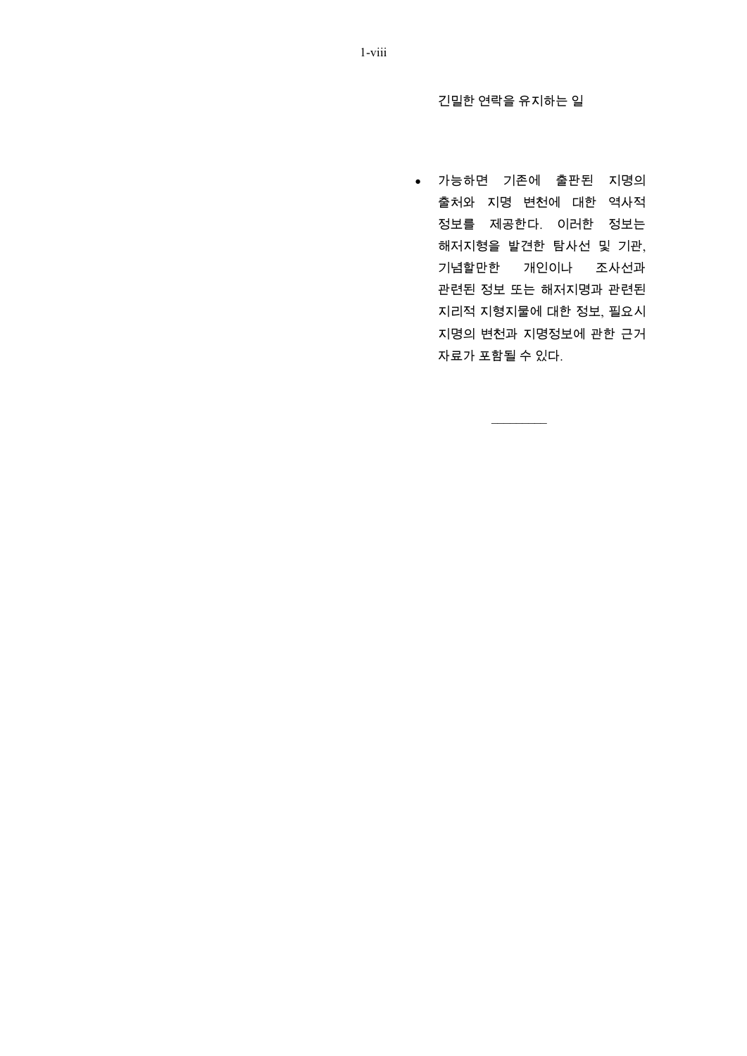긴밀한 연락을 유지하는 일

- 가능하면 기존에 출판된 지명의 출처와 지명 변천에 대한 역사적 정보를 제공한다. 이러한 정보는 해저지형을 발견한 탐사선 및 기관, 기념할만한 개인이나 조사선과 관련된 정보 또는 해저지명과 관련된 지리적 지형지물에 대한 정보, 필요시 지명의 변천과 지명정보에 관한 근거 자료가 포함될 수 있다.

---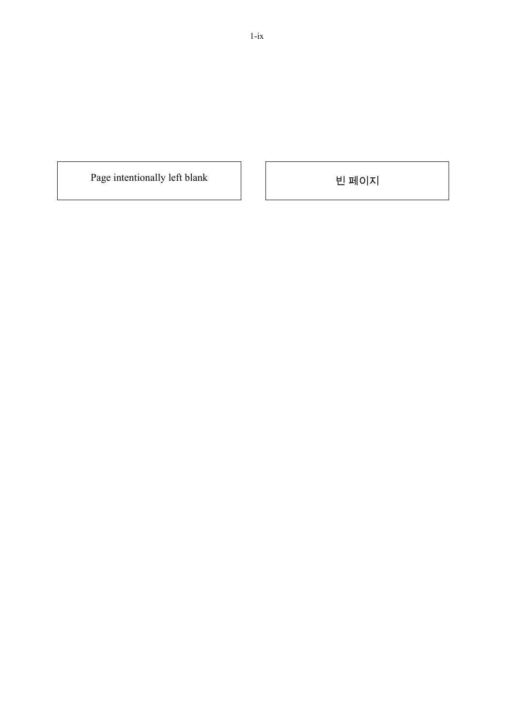Page intentionally left blank

빈 페이지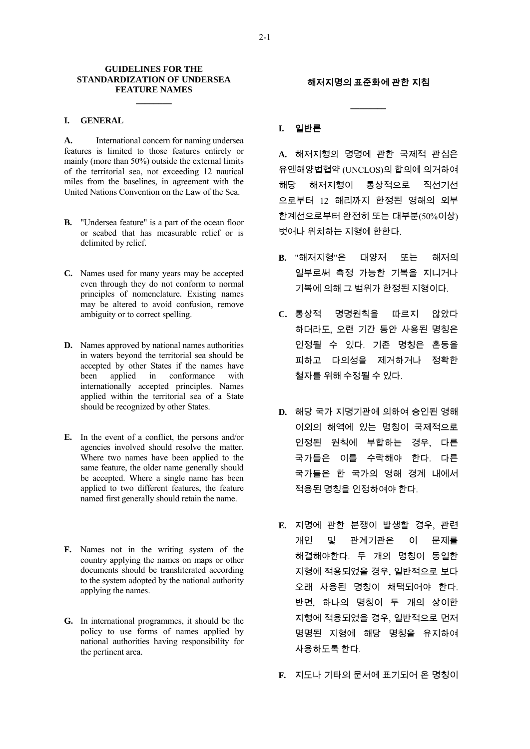# GUIDELINES FOR THE STANDARDIZATION OF UNDERSEA FEATURE NAMES

## I. GENERAL

**A.** International concern for naming undersea features is limited to those features entirely or mainly (more than 50%) outside the external limits of the territorial sea, not exceeding 12 nautical miles from the baselines, in agreement with the United Nations Convention on the Law of the Sea.

**B.** "Undersea feature" is a part of the ocean floor or seabed that has measurable relief or is delimited by relief.

**C.** Names used for many years may be accepted even through they do not conform to normal principles of nomenclature. Existing names may be altered to avoid confusion, remove ambiguity or to correct spelling.

**D.** Names approved by national names authorities in waters beyond the territorial sea should be accepted by other States if the names have been applied in conformance with internationally accepted principles. Names applied within the territorial sea of a State should be recognized by other States.

**E.** In the event of a conflict, the persons and/or agencies involved should resolve the matter. Where two names have been applied to the same feature, the older name generally should be accepted. Where a single name has been applied to two different features, the feature named first generally should retain the name.

**F.** Names not in the writing system of the country applying the names on maps or other documents should be transliterated according to the system adopted by the national authority applying the names.

**G.** In international programmes, it should be the policy to use forms of names applied by national authorities having responsibility for the pertinent area.

# 해저지명의 표준화에 관한 지침

## I. 일반론

**A.** 해저지형의 명명에 관한 국제적 관심은 유엔해양법협약 (UNCLOS)의 합의에 의거하여 해당 해저지형이 통상적으로 직선기선으로부터 12 해리까지 한정된 영해의 외부 한계선으로부터 완전히 또는 대부분(50%이상) 벗어나 위치하는 지형에 한한다.

**B.** "해저지형"은 대양저 또는 해저의 일부로써 측정 가능한 기복을 지니거나 기복에 의해 그 범위가 한정된 지형이다.

**C.** 통상적 명명원칙을 따르지 않았다 하더라도, 오랜 기간 동안 사용된 명칭은 인정될 수 있다. 기존 명칭은 혼동을 피하고 다의성을 제거하거나 정확한 철자를 위해 수정될 수 있다.

**D.** 해당 국가 지명기관에 의하여 승인된 영해 이외의 해역에 있는 명칭이 국제적으로 인정된 원칙에 부합하는 경우, 다른 국가들은 이를 수락해야 한다. 다른 국가들은 한 국가의 영해 경계 내에서 적용된 명칭을 인정하여야 한다.

**E.** 지명에 관한 분쟁이 발생할 경우, 관련 개인 및 관계기관은 이 문제를 해결해야한다. 두 개의 명칭이 동일한 지형에 적용되었을 경우, 일반적으로 보다 오래 사용된 명칭이 채택되어야 한다. 반면, 하나의 명칭이 두 개의 상이한 지형에 적용되었을 경우, 일반적으로 먼저 명명된 지형에 해당 명칭을 유지하여 사용하도록 한다.

**F.** 지도나 기타의 문서에 표기되어 온 명칭이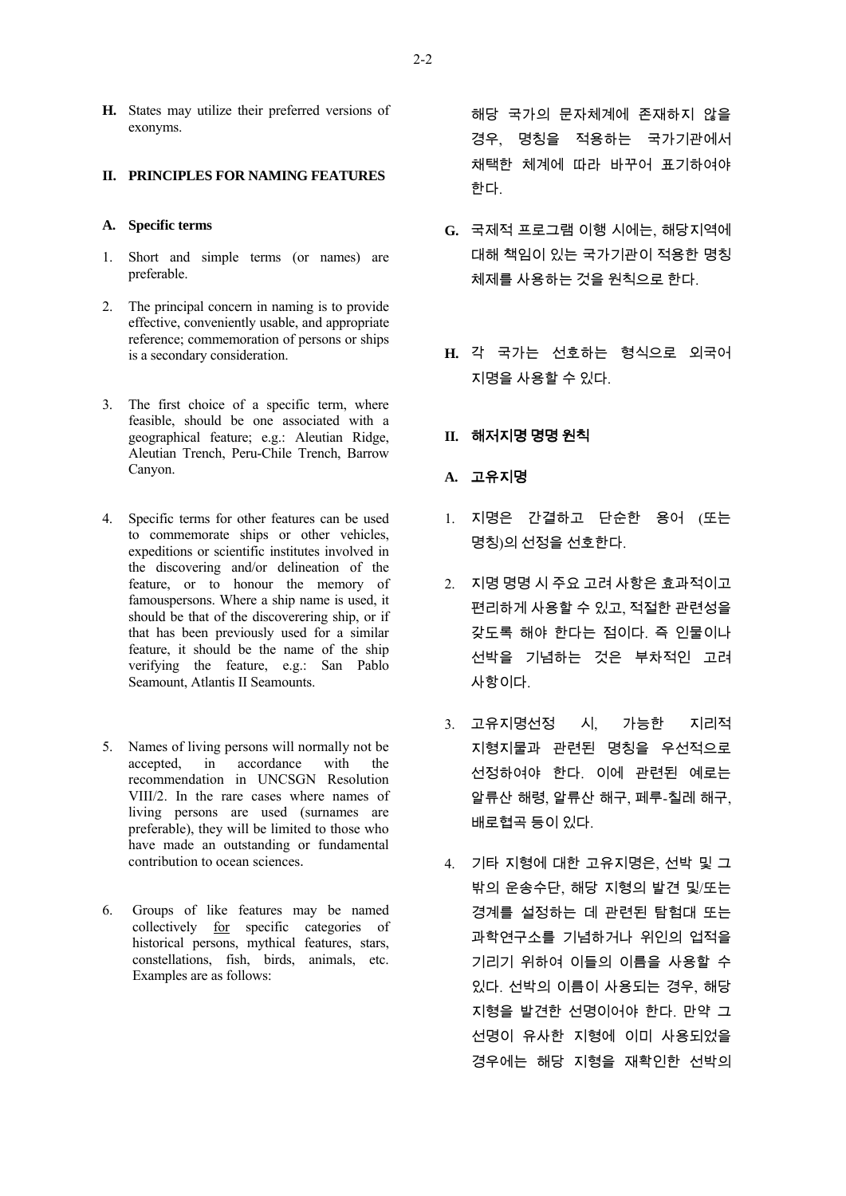**H.** States may utilize their preferred versions of exonyms.

## II. PRINCIPLES FOR NAMING FEATURES

### A. Specific terms

1. Short and simple terms (or names) are preferable.

2. The principal concern in naming is to provide effective, conveniently usable, and appropriate reference; commemoration of persons or ships is a secondary consideration.

3. The first choice of a specific term, where feasible, should be one associated with a geographical feature; e.g.: Aleutian Ridge, Aleutian Trench, Peru-Chile Trench, Barrow Canyon.

4. Specific terms for other features can be used to commemorate ships or other vehicles, expeditions or scientific institutes involved in the discovering and/or delineation of the feature, or to honour the memory of famouspersons. Where a ship name is used, it should be that of the discoverering ship, or if that has been previously used for a similar feature, it should be the name of the ship verifying the feature, e.g.: San Pablo Seamount, Atlantis II Seamounts.

5. Names of living persons will normally not be accepted, in accordance with the recommendation in UNCSGN Resolution VIII/2. In the rare cases where names of living persons are used (surnames are preferable), they will be limited to those who have made an outstanding or fundamental contribution to ocean sciences.

6. Groups of like features may be named collectively for specific categories of historical persons, mythical features, stars, constellations, fish, birds, animals, etc. Examples are as follows:

해당 국가의 문자체계에 존재하지 않을 경우, 명칭을 적용하는 국가기관에서 채택한 체계에 따라 바꾸어 표기하여야 한다.

**G.** 국제적 프로그램 이행 시에는, 해당지역에 대해 책임이 있는 국가기관이 적용한 명칭 체제를 사용하는 것을 원칙으로 한다.

**H.** 각 국가는 선호하는 형식으로 외국어 지명을 사용할 수 있다.

## II. 해저지명 명명 원칙

### A. 고유지명

1. 지명은 간결하고 단순한 용어 (또는 명칭)의 선정을 선호한다.

2. 지명 명명 시 주요 고려 사항은 효과적이고 편리하게 사용할 수 있고, 적절한 관련성을 갖도록 해야 한다는 점이다. 즉 인물이나 선박을 기념하는 것은 부차적인 고려 사항이다.

3. 고유지명선정 시, 가능한 지리적 지형지물과 관련된 명칭을 우선적으로 선정하여야 한다. 이에 관련된 예로는 알류산 해령, 알류산 해구, 페루-칠레 해구, 배로협곡 등이 있다.

4. 기타 지형에 대한 고유지명은, 선박 및 그 밖의 운송수단, 해당 지형의 발견 및/또는 경계를 설정하는 데 관련된 탐험대 또는 과학연구소를 기념하거나 위인의 업적을 기리기 위하여 이들의 이름을 사용할 수 있다. 선박의 이름이 사용되는 경우, 해당 지형을 발견한 선명이어야 한다. 만약 그 선명이 유사한 지형에 이미 사용되었을 경우에는 해당 지형을 재확인한 선박의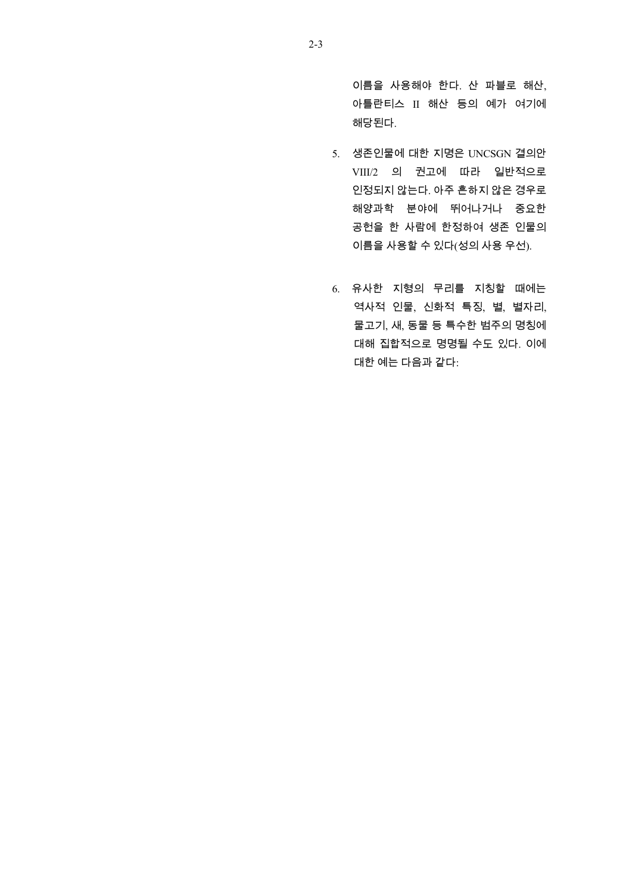이름을 사용해야 한다. 산 파블로 해산, 아틀란티스 II 해산 등의 예가 여기에 해당된다.

5. 생존인물에 대한 지명은 UNCSGN 결의안 VIII/2 의 권고에 따라 일반적으로 인정되지 않는다. 아주 흔하지 않은 경우로 해양과학 분야에 뛰어나거나 중요한 공헌을 한 사람에 한정하여 생존 인물의 이름을 사용할 수 있다(성의 사용 우선).

6. 유사한 지형의 무리를 지칭할 때에는 역사적 인물, 신화적 특징, 별, 별자리, 물고기, 새, 동물 등 특수한 범주의 명칭에 대해 집합적으로 명명될 수도 있다. 이에 대한 예는 다음과 같다: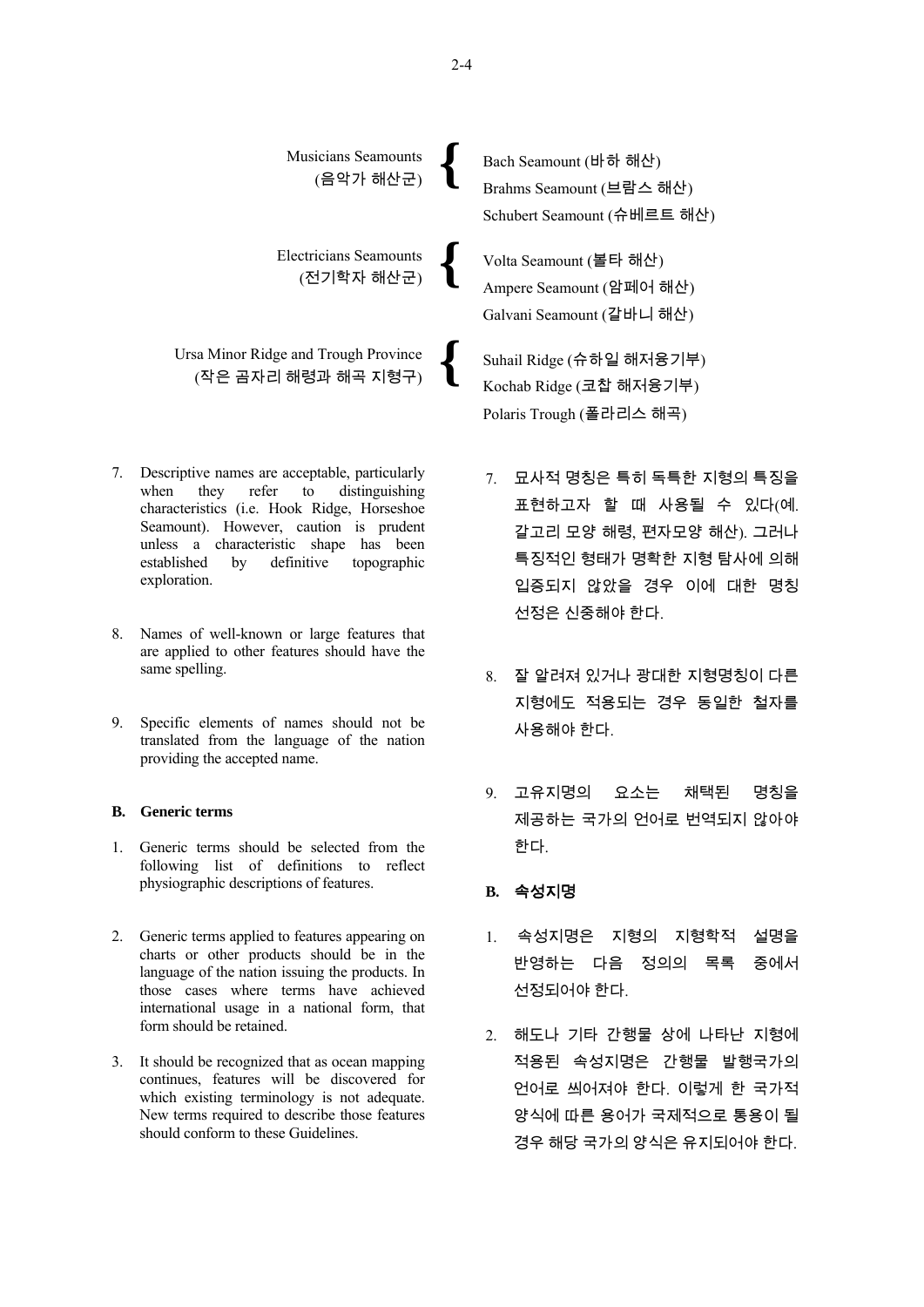Musicians Seamounts (음악가 해산군)
- Bach Seamount (바하 해산)
- Brahms Seamount (브람스 해산)
- Schubert Seamount (슈베르트 해산)

Electricians Seamounts (전기학자 해산군)
- Volta Seamount (볼타 해산)
- Ampere Seamount (암페어 해산)
- Galvani Seamount (갈바니 해산)

Ursa Minor Ridge and Trough Province (작은 곰자리 해령과 해곡 지형구)
- Suhail Ridge (슈하일 해저융기부)
- Kochab Ridge (코찹 해저융기부)
- Polaris Trough (폴라리스 해곡)

7. Descriptive names are acceptable, particularly when they refer to distinguishing characteristics (i.e. Hook Ridge, Horseshoe Seamount). However, caution is prudent unless a characteristic shape has been established by definitive topographic exploration.

8. Names of well-known or large features that are applied to other features should have the same spelling.

9. Specific elements of names should not be translated from the language of the nation providing the accepted name.

### B. Generic terms

1. Generic terms should be selected from the following list of definitions to reflect physiographic descriptions of features.

2. Generic terms applied to features appearing on charts or other products should be in the language of the nation issuing the products. In those cases where terms have achieved international usage in a national form, that form should be retained.

3. It should be recognized that as ocean mapping continues, features will be discovered for which existing terminology is not adequate. New terms required to describe those features should conform to these Guidelines.

7. 묘사적 명칭은 특히 독특한 지형의 특징을 표현하고자 할 때 사용될 수 있다(예. 갈고리 모양 해령, 편자모양 해산). 그러나 특징적인 형태가 명확한 지형 탐사에 의해 입증되지 않았을 경우 이에 대한 명칭 선정은 신중해야 한다.

8. 잘 알려져 있거나 광대한 지형명칭이 다른 지형에도 적용되는 경우 동일한 철자를 사용해야 한다.

9. 고유지명의 요소는 채택된 명칭을 제공하는 국가의 언어로 번역되지 않아야 한다.

### B. 속성지명

1. 속성지명은 지형의 지형학적 설명을 반영하는 다음 정의의 목록 중에서 선정되어야 한다.

2. 해도나 기타 간행물 상에 나타난 지형에 적용된 속성지명은 간행물 발행국가의 언어로 씌어져야 한다. 이렇게 한 국가적 양식에 따른 용어가 국제적으로 통용이 될 경우 해당 국가의 양식은 유지되어야 한다.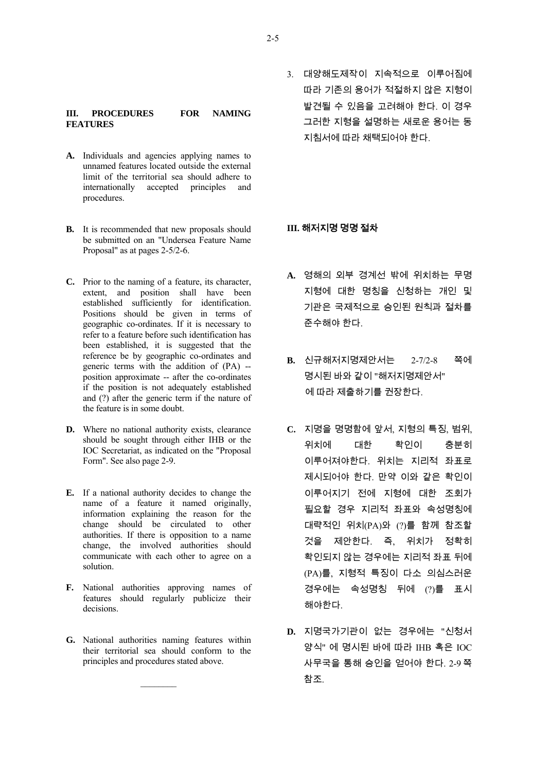## III. PROCEDURES FOR NAMING FEATURES

**A.** Individuals and agencies applying names to unnamed features located outside the external limit of the territorial sea should adhere to internationally accepted principles and procedures.

**B.** It is recommended that new proposals should be submitted on an "Undersea Feature Name Proposal" as at pages 2-5/2-6.

**C.** Prior to the naming of a feature, its character, extent, and position shall have been established sufficiently for identification. Positions should be given in terms of geographic co-ordinates. If it is necessary to refer to a feature before such identification has been established, it is suggested that the reference be by geographic co-ordinates and generic terms with the addition of (PA) -- position approximate -- after the co-ordinates if the position is not adequately established and (?) after the generic term if the nature of the feature is in some doubt.

**D.** Where no national authority exists, clearance should be sought through either IHB or the IOC Secretariat, as indicated on the "Proposal Form". See also page 2-9.

**E.** If a national authority decides to change the name of a feature it named originally, information explaining the reason for the change should be circulated to other authorities. If there is opposition to a name change, the involved authorities should communicate with each other to agree on a solution.

**F.** National authorities approving names of features should regularly publicize their decisions.

**G.** National authorities naming features within their territorial sea should conform to the principles and procedures stated above.

---

3. 대양해도제작이 지속적으로 이루어짐에 따라 기존의 용어가 적절하지 않은 지형이 발견될 수 있음을 고려해야 한다. 이 경우 그러한 지형을 설명하는 새로운 용어는 동 지침서에 따라 채택되어야 한다.

## III. 해저지명 명명 절차

**A.** 영해의 외부 경계선 밖에 위치하는 무명 지형에 대한 명칭을 신청하는 개인 및 기관은 국제적으로 승인된 원칙과 절차를 준수해야 한다.

**B.** 신규해저지명제안서는 2-7/2-8 쪽에 명시된 바와 같이 "해저지명제안서" 에 따라 제출하기를 권장한다.

**C.** 지명을 명명함에 앞서, 지형의 특징, 범위, 위치에 대한 확인이 충분히 이루어져야한다. 위치는 지리적 좌표로 제시되어야 한다. 만약 이와 같은 확인이 이루어지기 전에 지형에 대한 조회가 필요할 경우 지리적 좌표와 속성명칭에 대략적인 위치(PA)와 (?)를 함께 참조할 것을 제안한다. 즉, 위치가 정확히 확인되지 않는 경우에는 지리적 좌표 뒤에 (PA)를, 지형적 특징이 다소 의심스러운 경우에는 속성명칭 뒤에 (?)를 표시 해야한다.

**D.** 지명국가기관이 없는 경우에는 "신청서 양식" 에 명시된 바에 따라 IHB 혹은 IOC 사무국을 통해 승인을 얻어야 한다. 2-9 쪽 참조.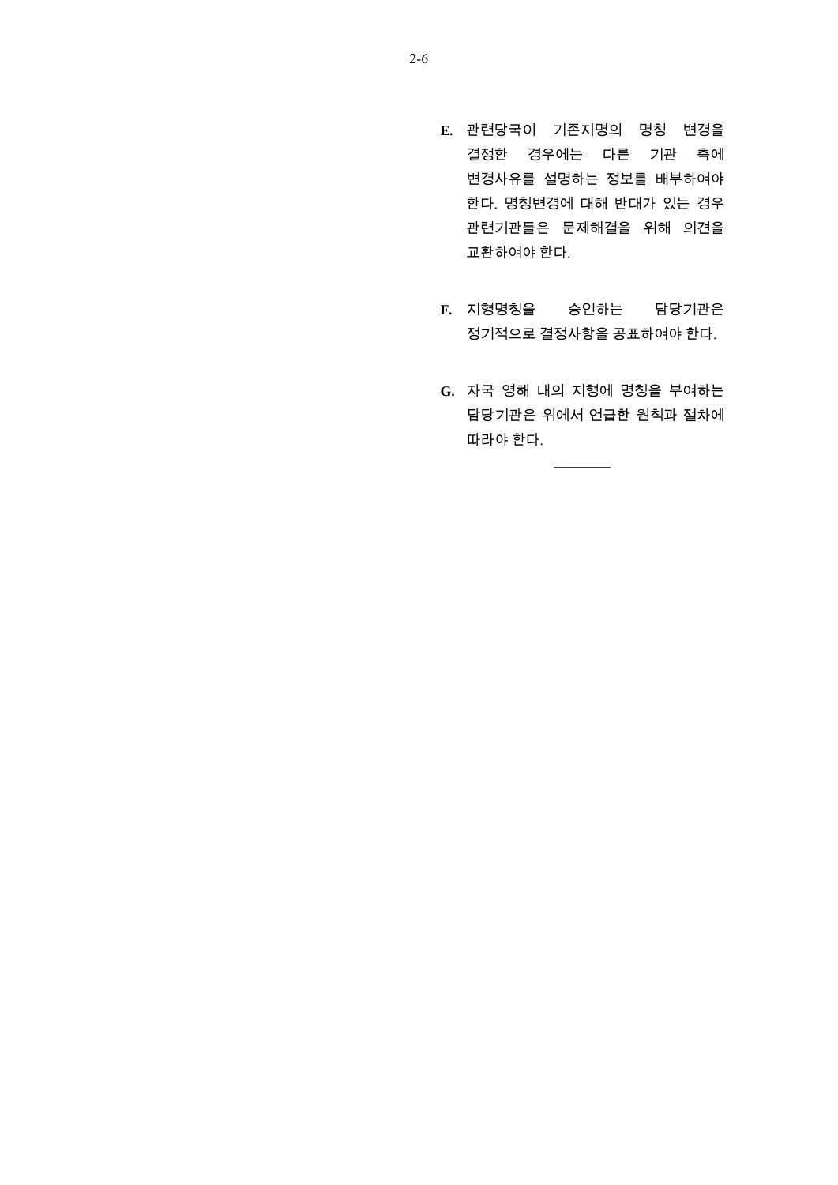**E.** 관련당국이 기존지명의 명칭 변경을 결정한 경우에는 다른 기관 측에 변경사유를 설명하는 정보를 배부하여야 한다. 명칭변경에 대해 반대가 있는 경우 관련기관들은 문제해결을 위해 의견을 교환하여야 한다.

**F.** 지형명칭을 승인하는 담당기관은 정기적으로 결정사항을 공표하여야 한다.

**G.** 자국 영해 내의 지형에 명칭을 부여하는 담당기관은 위에서 언급한 원칙과 절차에 따라야 한다.

---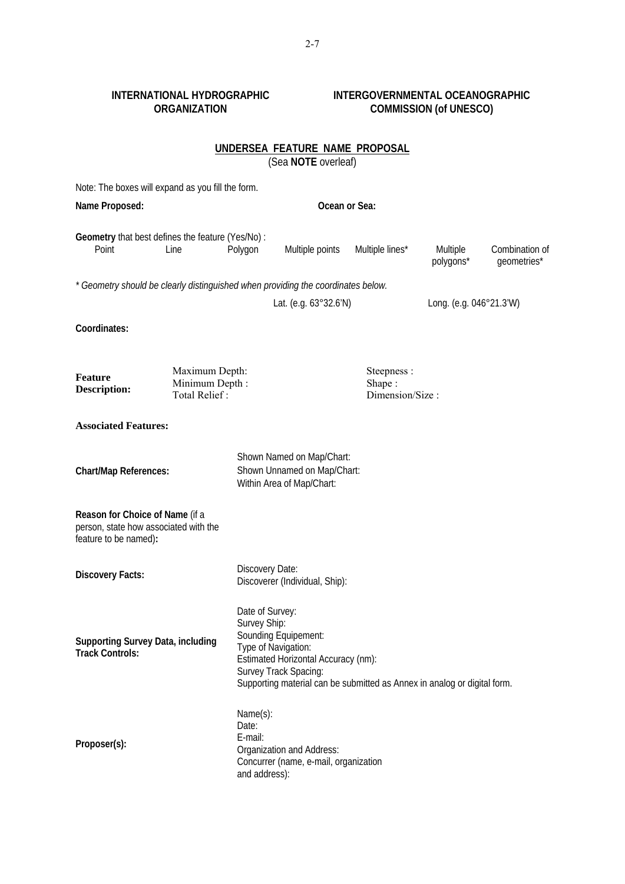**INTERNATIONAL HYDROGRAPHIC ORGANIZATION** | **INTERGOVERNMENTAL OCEANOGRAPHIC COMMISSION (of UNESCO)**

## UNDERSEA FEATURE NAME PROPOSAL

(Sea **NOTE** overleaf)

Note: The boxes will expand as you fill the form.

**Name Proposed:** **Ocean or Sea:**

**Geometry** that best defines the feature (Yes/No) :

| Point | Line | Polygon | Multiple points | Multiple lines* | Multiple polygons* | Combination of geometries* |
|---|---|---|---|---|---|---|
| | | | | | | |

*\* Geometry should be clearly distinguished when providing the coordinates below.*

| | Lat. (e.g. 63°32.6'N) | Long. (e.g. 046°21.3'W) |
|---|---|---|
| **Coordinates:** | | |

**Feature Description:**

Maximum Depth:
Minimum Depth :
Total Relief :

Steepness :
Shape :
Dimension/Size :

**Associated Features:**

**Chart/Map References:**

Shown Named on Map/Chart:
Shown Unnamed on Map/Chart:
Within Area of Map/Chart:

**Reason for Choice of Name** (if a person, state how associated with the feature to be named)**:**

**Discovery Facts:**

Discovery Date:
Discoverer (Individual, Ship):

**Supporting Survey Data, including Track Controls:**

Date of Survey:
Survey Ship:
Sounding Equipement:
Type of Navigation:
Estimated Horizontal Accuracy (nm):
Survey Track Spacing:
Supporting material can be submitted as Annex in analog or digital form.

**Proposer(s):**

Name(s):
Date:
E-mail:
Organization and Address:
Concurrer (name, e-mail, organization and address):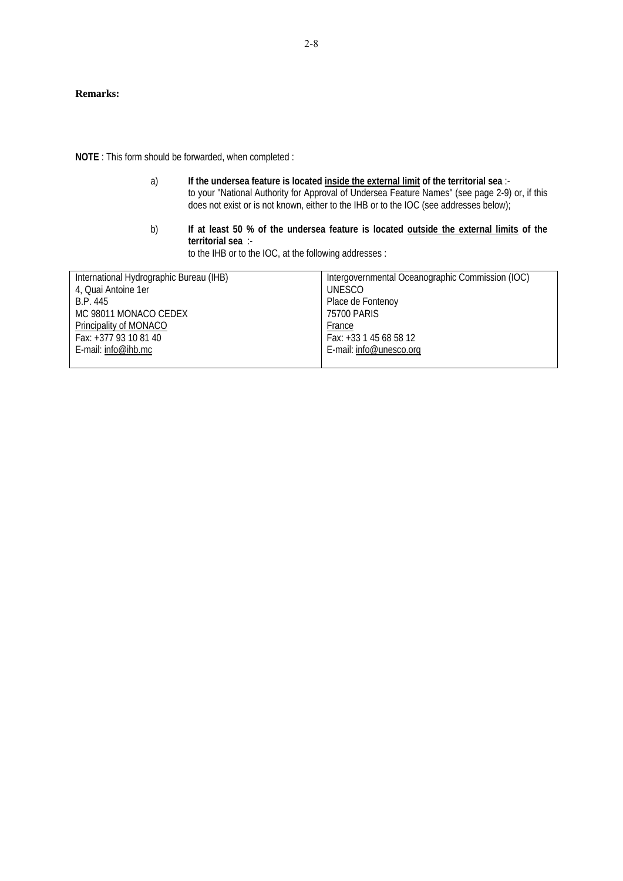**Remarks:**

**NOTE** : This form should be forwarded, when completed :

a) **If the undersea feature is located <u>inside the external limit</u> of the territorial sea** :- to your "National Authority for Approval of Undersea Feature Names" (see page 2-9) or, if this does not exist or is not known, either to the IHB or to the IOC (see addresses below);

b) **If at least 50 % of the undersea feature is located <u>outside the external limits</u> of the territorial sea** :- to the IHB or to the IOC, at the following addresses :

| International Hydrographic Bureau (IHB) | Intergovernmental Oceanographic Commission (IOC) |
|---|---|
| 4, Quai Antoine 1er | UNESCO |
| B.P. 445 | Place de Fontenoy |
| MC 98011 MONACO CEDEX | 75700 PARIS |
| Principality of MONACO | France |
| Fax: +377 93 10 81 40 | Fax: +33 1 45 68 58 12 |
| E-mail: info@ihb.mc | E-mail: info@unesco.org |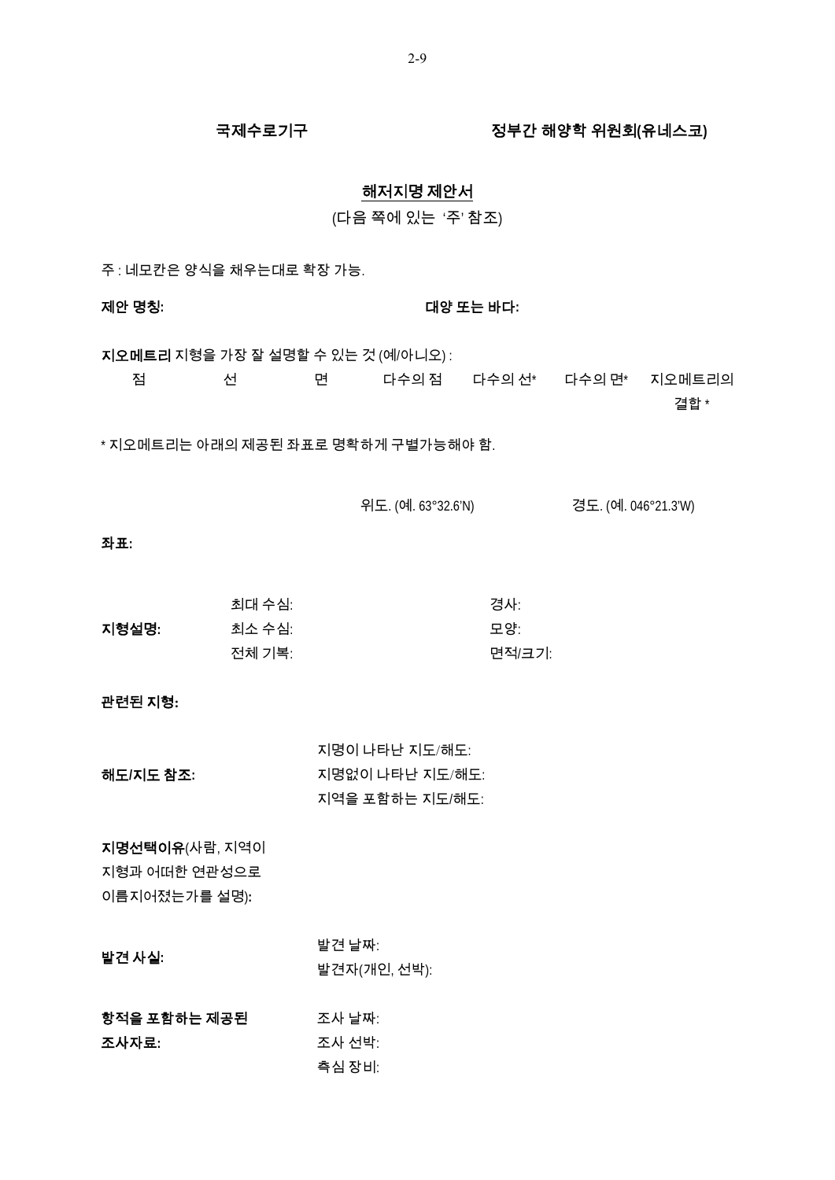**국제수로기구** **정부간 해양학 위원회(유네스코)**

## 해저지명 제안서

(다음 쪽에 있는 '주' 참조)

주 : 네모칸은 양식을 채우는대로 확장 가능.

**제안 명칭:** **대양 또는 바다:**

**지오메트리** 지형을 가장 잘 설명할 수 있는 것 (예/아니오) :

| 점 | 선 | 면 | 다수의 점 | 다수의 선* | 다수의 면* | 지오메트리의 결합 * |
|---|---|---|---|---|---|---|

* 지오메트리는 아래의 제공된 좌표로 명확하게 구별가능해야 함.

| | 위도. (예. 63°32.6'N) | 경도. (예. 046°21.3'W) |
|---|---|---|
| **좌표:** | | |

**지형설명:**
- 최대 수심:
- 최소 수심:
- 전체 기복:
- 경사:
- 모양:
- 면적/크기:

**관련된 지형:**

**해도/지도 참조:**
- 지명이 나타난 지도/해도:
- 지명없이 나타난 지도/해도:
- 지역을 포함하는 지도/해도:

**지명선택이유**(사람, 지역이 지형과 어떠한 연관성으로 이름지어졌는가를 설명)**:**

**발견 사실:**
- 발견 날짜:
- 발견자(개인, 선박):

**항적을 포함하는 제공된 조사자료:**
- 조사 날짜:
- 조사 선박:
- 측심 장비: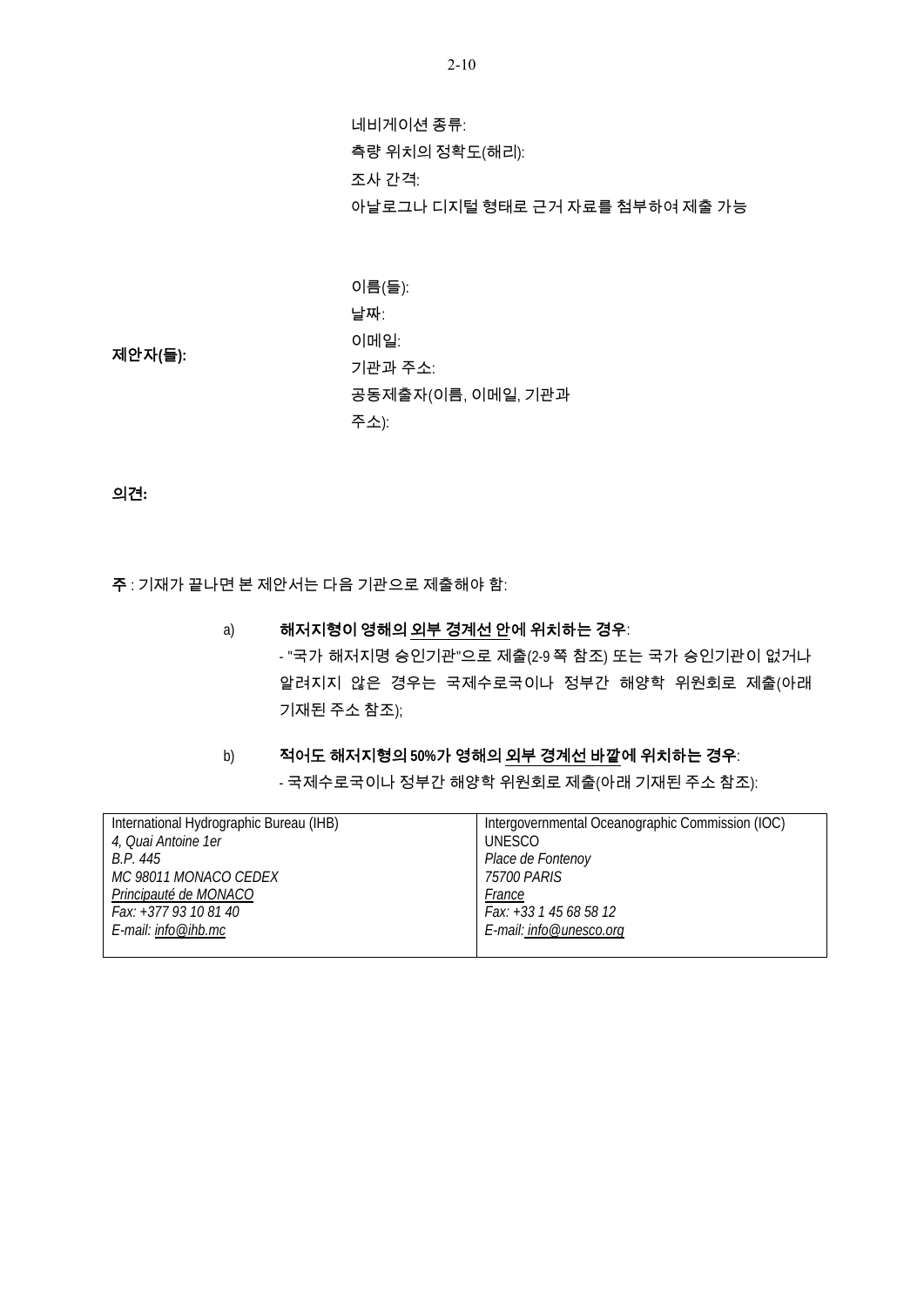네비게이션 종류:
측량 위치의 정확도(해리):
조사 간격:
아날로그나 디지털 형태로 근거 자료를 첨부하여 제출 가능

**제안자(들):**

이름(들):
날짜:
이메일:
기관과 주소:
공동제출자(이름, 이메일, 기관과 주소):

**의견:**

**주** : 기재가 끝나면 본 제안서는 다음 기관으로 제출해야 함:

a) **해저지형이 영해의 <u>외부 경계선 안</u>에 위치하는 경우**:
- "국가 해저지명 승인기관"으로 제출(2-9 쪽 참조) 또는 국가 승인기관이 없거나 알려지지 않은 경우는 국제수로국이나 정부간 해양학 위원회로 제출(아래 기재된 주소 참조);

b) **적어도 해저지형의 50%가 영해의 <u>외부 경계선 바깥</u>에 위치하는 경우**:
- 국제수로국이나 정부간 해양학 위원회로 제출(아래 기재된 주소 참조):

| International Hydrographic Bureau (IHB) | Intergovernmental Oceanographic Commission (IOC) |
|---|---|
| *4, Quai Antoine 1er* | UNESCO |
| *B.P. 445* | *Place de Fontenoy* |
| *MC 98011 MONACO CEDEX* | *75700 PARIS* |
| *<u>Principauté de MONACO</u>* | *<u>France</u>* |
| *Fax: +377 93 10 81 40* | *Fax: +33 1 45 68 58 12* |
| *E-mail: <u>info@ihb.mc</u>* | *E-mail: <u>info@unesco.org</u>* |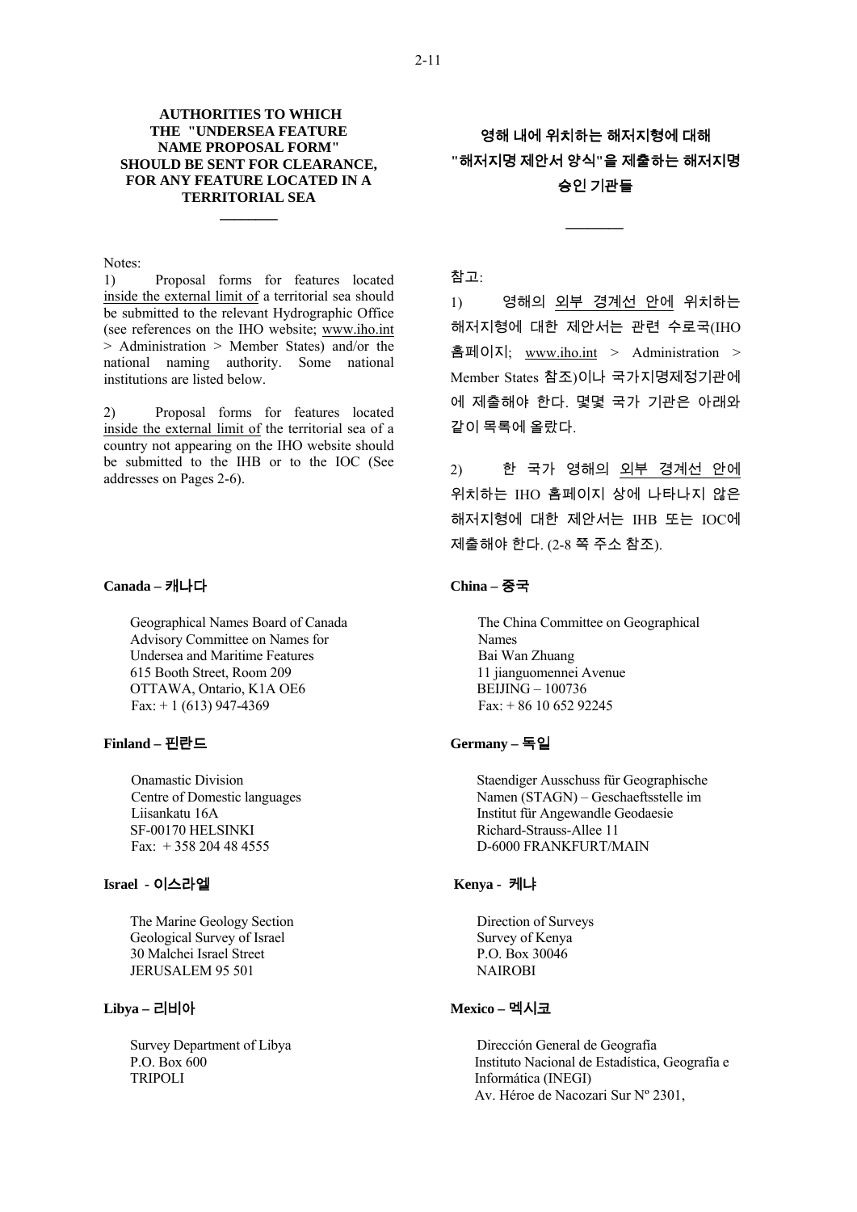**AUTHORITIES TO WHICH THE "UNDERSEA FEATURE NAME PROPOSAL FORM" SHOULD BE SENT FOR CLEARANCE, FOR ANY FEATURE LOCATED IN A TERRITORIAL SEA**

________

Notes:

1) Proposal forms for features located inside the external limit of a territorial sea should be submitted to the relevant Hydrographic Office (see references on the IHO website; www.iho.int > Administration > Member States) and/or the national naming authority. Some national institutions are listed below.

2) Proposal forms for features located inside the external limit of the territorial sea of a country not appearing on the IHO website should be submitted to the IHB or to the IOC (See addresses on Pages 2-6).

**영해 내에 위치하는 해저지형에 대해 "해저지명 제안서 양식"을 제출하는 해저지명 승인 기관들**

________

참고:

1) 영해의 외부 경계선 안에 위치하는 해저지형에 대한 제안서는 관련 수로국(IHO 홈페이지; www.iho.int > Administration > Member States 참조)이나 국가지명제정기관에 에 제출해야 한다. 몇몇 국가 기관은 아래와 같이 목록에 올랐다.

2) 한 국가 영해의 외부 경계선 안에 위치하는 IHO 홈페이지 상에 나타나지 않은 해저지형에 대한 제안서는 IHB 또는 IOC에 제출해야 한다. (2-8 쪽 주소 참조).

**Canada – 캐나다**

Geographical Names Board of Canada
Advisory Committee on Names for Undersea and Maritime Features
615 Booth Street, Room 209
OTTAWA, Ontario, K1A OE6
Fax: + 1 (613) 947-4369

**China – 중국**

The China Committee on Geographical Names
Bai Wan Zhuang
11 jianguomennei Avenue
BEIJING – 100736
Fax: + 86 10 652 92245

**Finland – 핀란드**

Onamastic Division
Centre of Domestic languages
Liisankatu 16A
SF-00170 HELSINKI
Fax: + 358 204 48 4555

**Germany – 독일**

Staendiger Ausschuss für Geographische Namen (STAGN) – Geschaeftsstelle im Institut für Angewandle Geodaesie
Richard-Strauss-Allee 11
D-6000 FRANKFURT/MAIN

**Israel - 이스라엘**

The Marine Geology Section
Geological Survey of Israel
30 Malchei Israel Street
JERUSALEM 95 501

**Kenya - 케냐**

Direction of Surveys
Survey of Kenya
P.O. Box 30046
NAIROBI

**Libya – 리비아**

Survey Department of Libya
P.O. Box 600
TRIPOLI

**Mexico – 멕시코**

Dirección General de Geografía
Instituto Nacional de Estadística, Geografía e Informática (INEGI)
Av. Héroe de Nacozari Sur Nº 2301,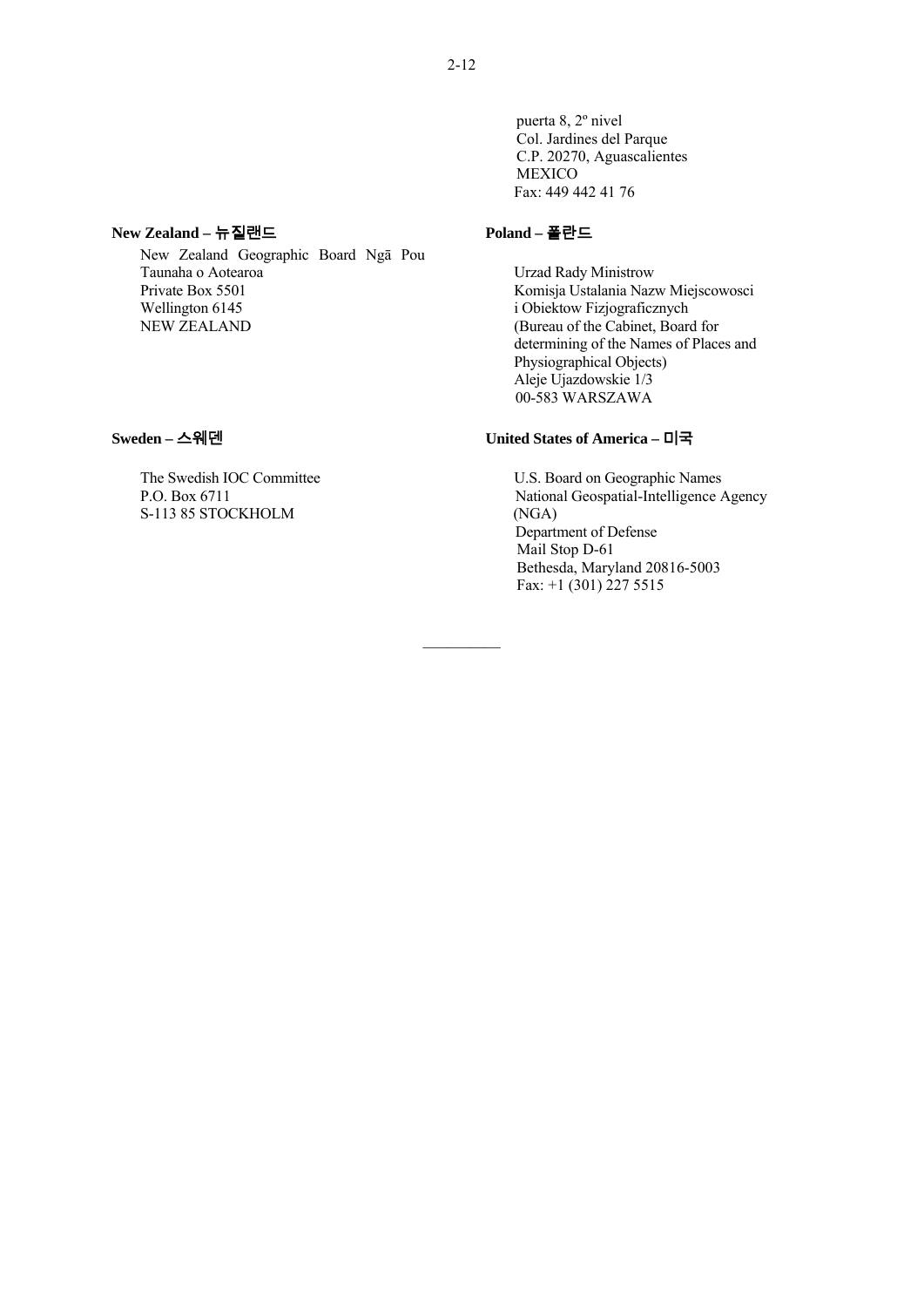puerta 8, 2º nivel
Col. Jardines del Parque
C.P. 20270, Aguascalientes
MEXICO
Fax: 449 442 41 76

**New Zealand – 뉴질랜드**

New Zealand Geographic Board Ngā Pou Taunaha o Aotearoa
Private Box 5501
Wellington 6145
NEW ZEALAND

**Poland – 폴란드**

Urzad Rady Ministrow
Komisja Ustalania Nazw Miejscowosci i Obiektow Fizjograficznych
(Bureau of the Cabinet, Board for determining of the Names of Places and Physiographical Objects)
Aleje Ujazdowskie 1/3
00-583 WARSZAWA

**Sweden – 스웨덴**

The Swedish IOC Committee
P.O. Box 6711
S-113 85 STOCKHOLM

**United States of America – 미국**

U.S. Board on Geographic Names
National Geospatial-Intelligence Agency (NGA)
Department of Defense
Mail Stop D-61
Bethesda, Maryland 20816-5003
Fax: +1 (301) 227 5515

__________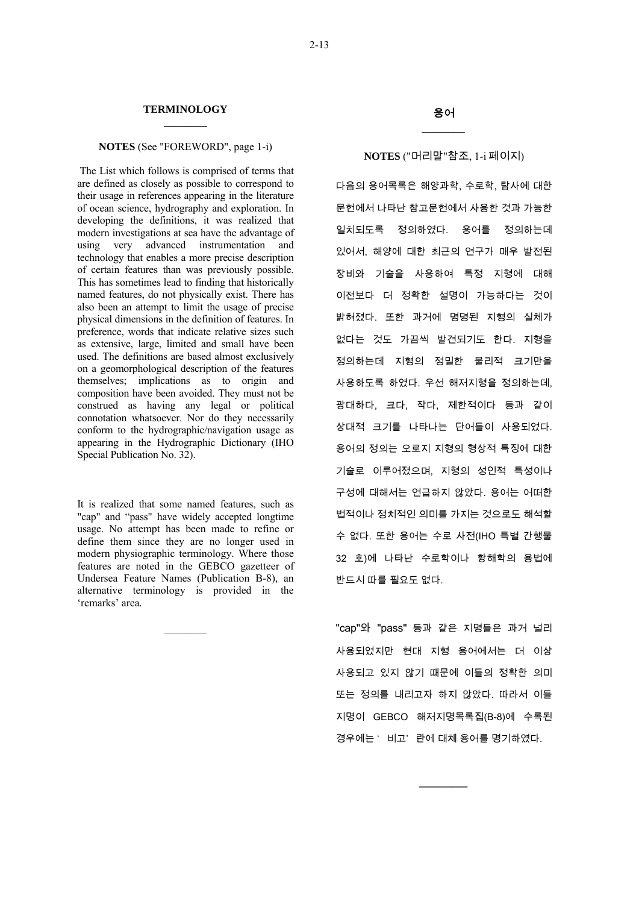# TERMINOLOGY

**NOTES** (See "FOREWORD", page 1-i)

The List which follows is comprised of terms that are defined as closely as possible to correspond to their usage in references appearing in the literature of ocean science, hydrography and exploration. In developing the definitions, it was realized that modern investigations at sea have the advantage of using very advanced instrumentation and technology that enables a more precise description of certain features than was previously possible. This has sometimes lead to finding that historically named features, do not physically exist. There has also been an attempt to limit the usage of precise physical dimensions in the definition of features. In preference, words that indicate relative sizes such as extensive, large, limited and small have been used. The definitions are based almost exclusively on a geomorphological description of the features themselves; implications as to origin and composition have been avoided. They must not be construed as having any legal or political connotation whatsoever. Nor do they necessarily conform to the hydrographic/navigation usage as appearing in the Hydrographic Dictionary (IHO Special Publication No. 32).

It is realized that some named features, such as "cap" and "pass" have widely accepted longtime usage. No attempt has been made to refine or define them since they are no longer used in modern physiographic terminology. Where those features are noted in the GEBCO gazetteer of Undersea Feature Names (Publication B-8), an alternative terminology is provided in the 'remarks' area.

---

# 용어

**NOTES** ("머리말"참조, 1-i 페이지)

다음의 용어목록은 해양과학, 수로학, 탐사에 대한 문헌에서 나타난 참고문헌에서 사용한 것과 가능한 일치되도록 정의하였다. 용어를 정의하는데 있어서, 해양에 대한 최근의 연구가 매우 발전된 장비와 기술을 사용하여 특정 지형에 대해 이전보다 더 정확한 설명이 가능하다는 것이 밝혀졌다. 또한 과거에 명명된 지형의 실체가 없다는 것도 가끔씩 발견되기도 한다. 지형을 정의하는데 지형의 정밀한 물리적 크기만을 사용하도록 하였다. 우선 해저지형을 정의하는데, 광대하다, 크다, 작다, 제한적이다 등과 같이 상대적 크기를 나타나는 단어들이 사용되었다. 용어의 정의는 오로지 지형의 형상적 특징에 대한 기술로 이루어졌으며, 지형의 성인적 특성이나 구성에 대해서는 언급하지 않았다. 용어는 어떠한 법적이나 정치적인 의미를 가지는 것으로도 해석할 수 없다. 또한 용어는 수로 사전(IHO 특별 간행물 32 호)에 나타난 수로학이나 항해학의 용법에 반드시 따를 필요도 없다.

"cap"와 "pass" 등과 같은 지명들은 과거 널리 사용되었지만 현대 지형 용어에서는 더 이상 사용되고 있지 않기 때문에 이들의 정확한 의미 또는 정의를 내리고자 하지 않았다. 따라서 이들 지명이 GEBCO 해저지명목록집(B-8)에 수록된 경우에는 '비고' 란에 대체 용어를 명기하였다.

---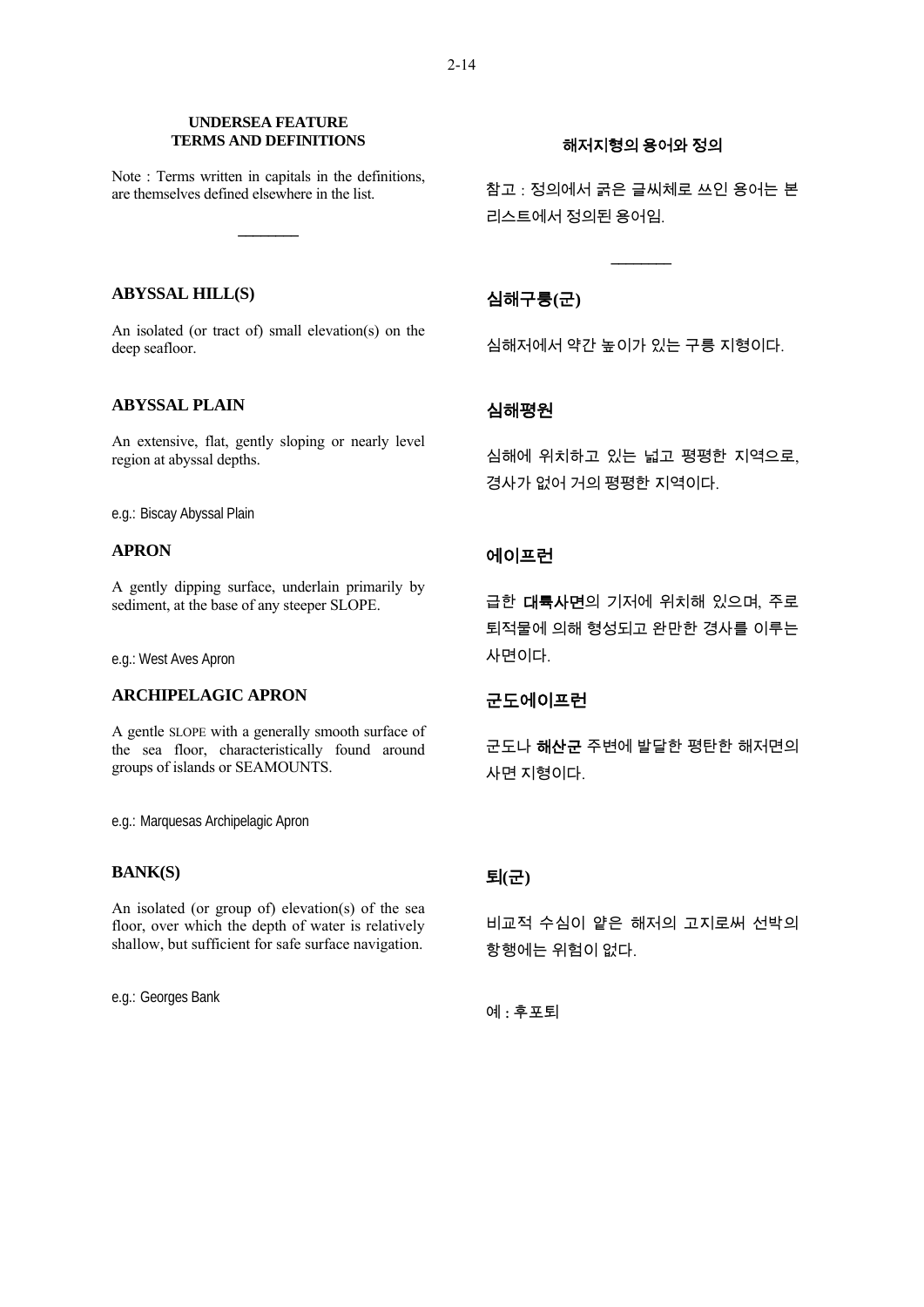**UNDERSEA FEATURE TERMS AND DEFINITIONS**

Note : Terms written in capitals in the definitions, are themselves defined elsewhere in the list.

———

### ABYSSAL HILL(S)

An isolated (or tract of) small elevation(s) on the deep seafloor.

### ABYSSAL PLAIN

An extensive, flat, gently sloping or nearly level region at abyssal depths.

e.g.: Biscay Abyssal Plain

### APRON

A gently dipping surface, underlain primarily by sediment, at the base of any steeper SLOPE.

e.g.: West Aves Apron

### ARCHIPELAGIC APRON

A gentle SLOPE with a generally smooth surface of the sea floor, characteristically found around groups of islands or SEAMOUNTS.

e.g.: Marquesas Archipelagic Apron

### BANK(S)

An isolated (or group of) elevation(s) of the sea floor, over which the depth of water is relatively shallow, but sufficient for safe surface navigation.

e.g.: Georges Bank

**해저지형의 용어와 정의**

참고 : 정의에서 굵은 글씨체로 쓰인 용어는 본 리스트에서 정의된 용어임.

———

### 심해구릉(군)

심해저에서 약간 높이가 있는 구릉 지형이다.

### 심해평원

심해에 위치하고 있는 넓고 평평한 지역으로, 경사가 없어 거의 평평한 지역이다.

### 에이프런

급한 **대륙사면**의 기저에 위치해 있으며, 주로 퇴적물에 의해 형성되고 완만한 경사를 이루는 사면이다.

### 군도에이프런

군도나 **해산군** 주변에 발달한 평탄한 해저면의 사면 지형이다.

### 퇴(군)

비교적 수심이 얕은 해저의 고지로써 선박의 항행에는 위험이 없다.

예 : 후포퇴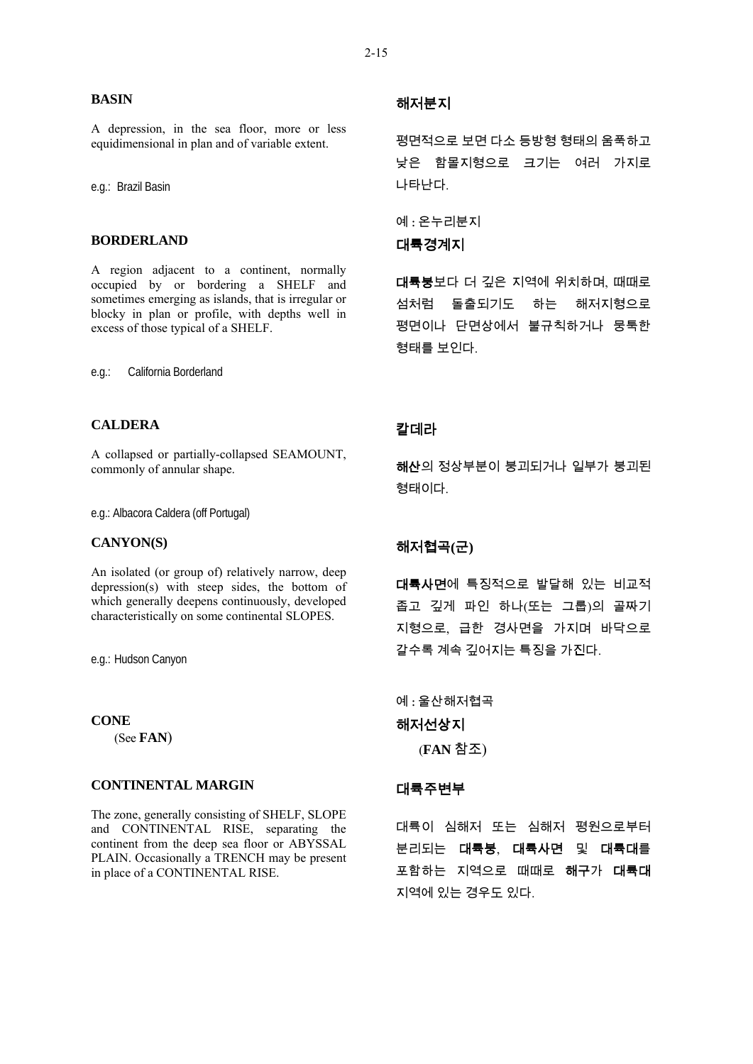## BASIN

A depression, in the sea floor, more or less equidimensional in plan and of variable extent.

e.g.: Brazil Basin

## 해저분지

평면적으로 보면 다소 등방형 형태의 움푹하고 낮은 함몰지형으로 크기는 여러 가지로 나타난다.

예 : 온누리분지

## BORDERLAND

A region adjacent to a continent, normally occupied by or bordering a SHELF and sometimes emerging as islands, that is irregular or blocky in plan or profile, with depths well in excess of those typical of a SHELF.

e.g.: California Borderland

## 대륙경계지

**대륙붕**보다 더 깊은 지역에 위치하며, 때때로 섬처럼 돌출되기도 하는 해저지형으로 평면이나 단면상에서 불규칙하거나 뭉툭한 형태를 보인다.

## CALDERA

A collapsed or partially-collapsed SEAMOUNT, commonly of annular shape.

e.g.: Albacora Caldera (off Portugal)

## 칼데라

**해산**의 정상부분이 붕괴되거나 일부가 붕괴된 형태이다.

## CANYON(S)

An isolated (or group of) relatively narrow, deep depression(s) with steep sides, the bottom of which generally deepens continuously, developed characteristically on some continental SLOPES.

e.g.: Hudson Canyon

## 해저협곡(군)

**대륙사면**에 특징적으로 발달해 있는 비교적 좁고 깊게 파인 하나(또는 그룹)의 골짜기 지형으로, 급한 경사면을 가지며 바닥으로 갈수록 계속 깊어지는 특징을 가진다.

예 : 울산해저협곡

## CONE

(See **FAN**)

## 해저선상지

(**FAN** 참조)

## CONTINENTAL MARGIN

The zone, generally consisting of SHELF, SLOPE and CONTINENTAL RISE, separating the continent from the deep sea floor or ABYSSAL PLAIN. Occasionally a TRENCH may be present in place of a CONTINENTAL RISE.

## 대륙주변부

대륙이 심해저 또는 심해저 평원으로부터 분리되는 **대륙붕**, **대륙사면** 및 **대륙대**를 포함하는 지역으로 때때로 **해구**가 **대륙대** 지역에 있는 경우도 있다.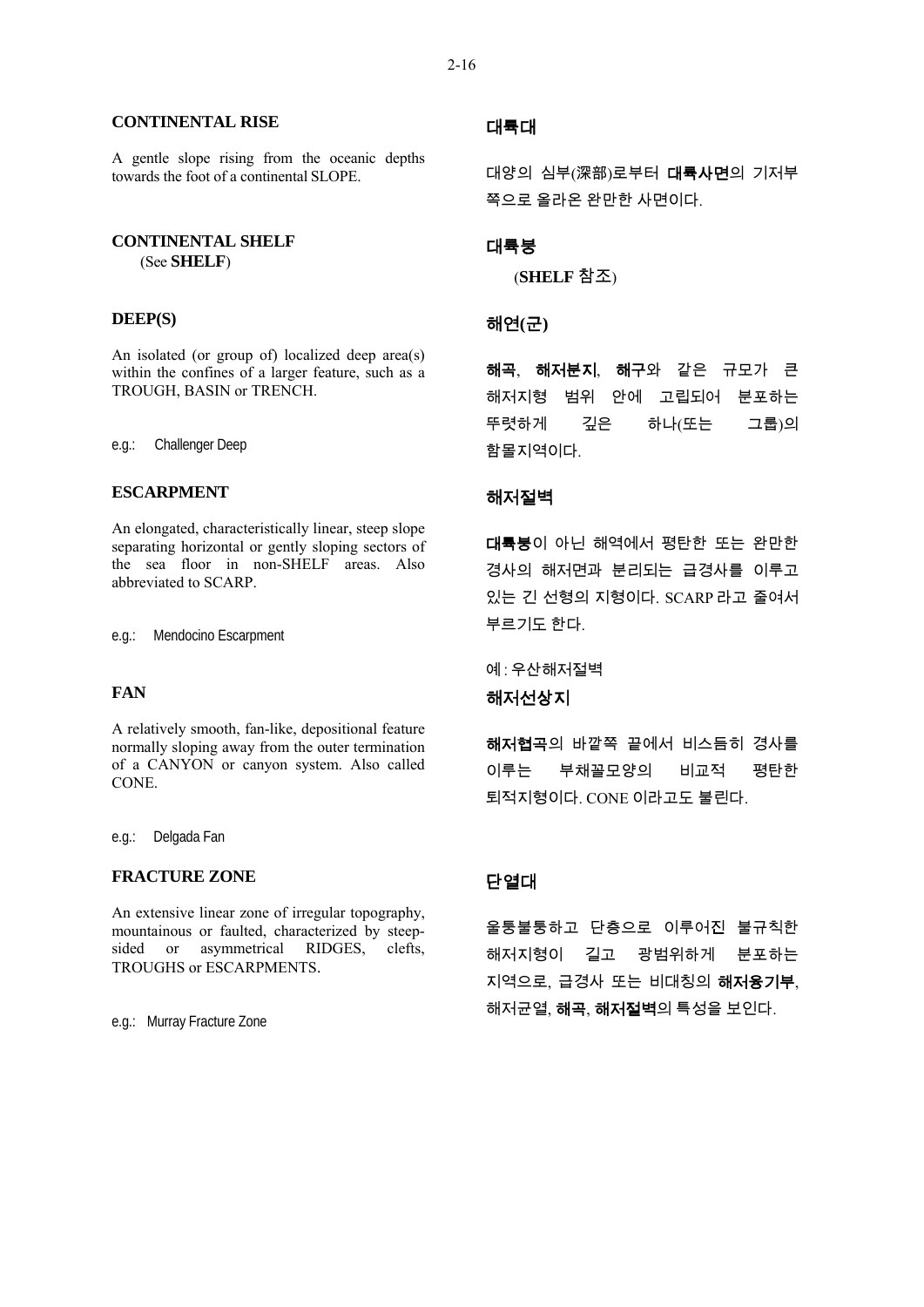## CONTINENTAL RISE

A gentle slope rising from the oceanic depths towards the foot of a continental SLOPE.

## 대륙대

대양의 심부(深部)로부터 **대륙사면**의 기저부 쪽으로 올라온 완만한 사면이다.

## CONTINENTAL SHELF

(See **SHELF**)

## 대륙붕

(**SHELF** 참조)

## DEEP(S)

An isolated (or group of) localized deep area(s) within the confines of a larger feature, such as a TROUGH, BASIN or TRENCH.

e.g.: Challenger Deep

## 해연(군)

**해곡**, **해저분지**, **해구**와 같은 규모가 큰 해저지형 범위 안에 고립되어 분포하는 뚜렷하게 깊은 하나(또는 그룹)의 함몰지역이다.

## ESCARPMENT

An elongated, characteristically linear, steep slope separating horizontal or gently sloping sectors of the sea floor in non-SHELF areas. Also abbreviated to SCARP.

e.g.: Mendocino Escarpment

## 해저절벽

**대륙붕**이 아닌 해역에서 평탄한 또는 완만한 경사의 해저면과 분리되는 급경사를 이루고 있는 긴 선형의 지형이다. SCARP 라고 줄여서 부르기도 한다.

예 : 우산해저절벽

## FAN

A relatively smooth, fan-like, depositional feature normally sloping away from the outer termination of a CANYON or canyon system. Also called CONE.

e.g.: Delgada Fan

## 해저선상지

**해저협곡**의 바깥쪽 끝에서 비스듬히 경사를 이루는 부채꼴모양의 비교적 평탄한 퇴적지형이다. CONE 이라고도 불린다.

## FRACTURE ZONE

An extensive linear zone of irregular topography, mountainous or faulted, characterized by steep-sided or asymmetrical RIDGES, clefts, TROUGHS or ESCARPMENTS.

e.g.: Murray Fracture Zone

## 단열대

울퉁불퉁하고 단층으로 이루어진 불규칙한 해저지형이 길고 광범위하게 분포하는 지역으로, 급경사 또는 비대칭의 **해저융기부**, 해저균열, **해곡**, **해저절벽**의 특성을 보인다.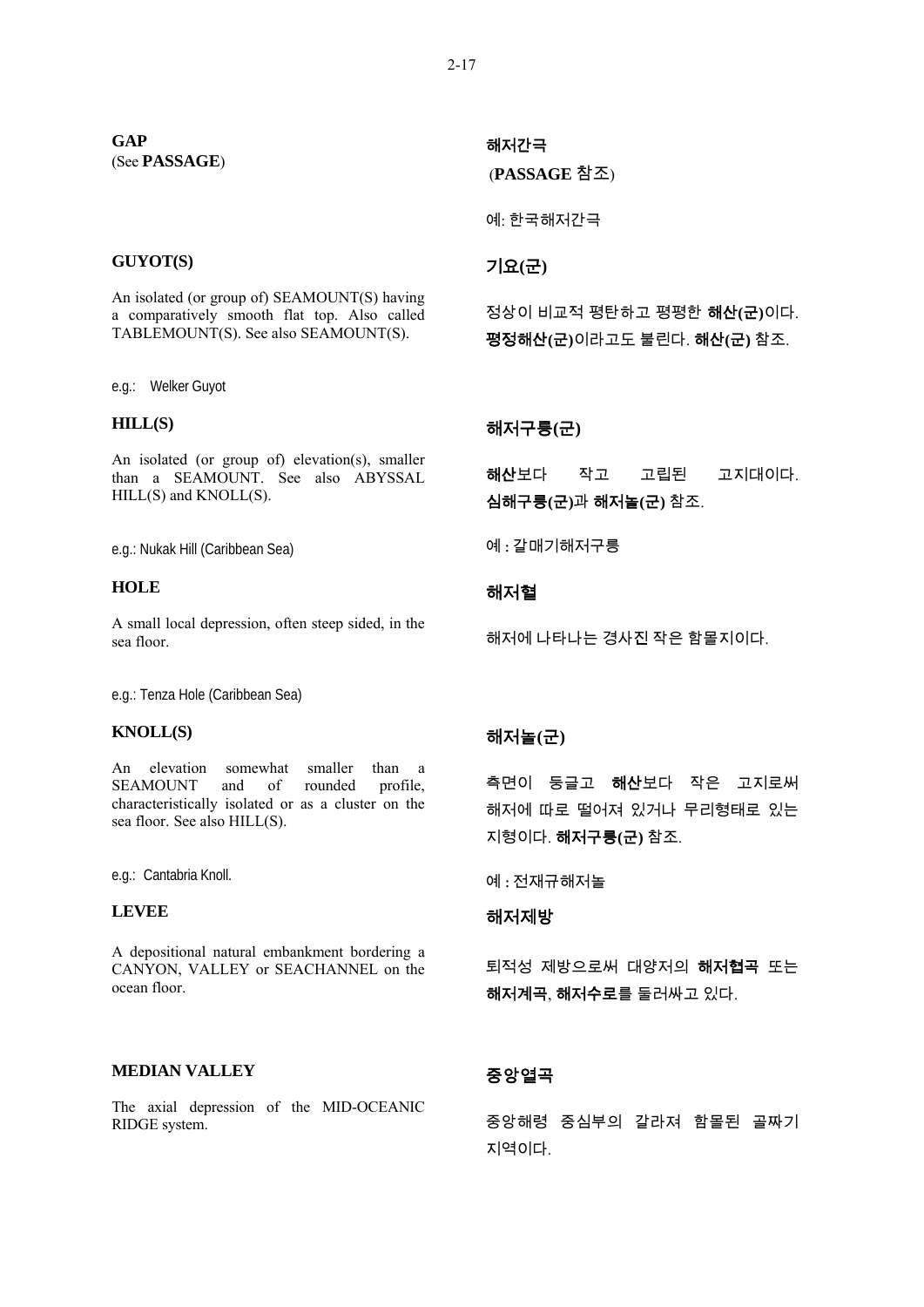**GAP**
(See **PASSAGE**)

**해저간극**
(**PASSAGE** 참조)

예: 한국해저간극

**GUYOT(S)**

An isolated (or group of) SEAMOUNT(S) having a comparatively smooth flat top. Also called TABLEMOUNT(S). See also SEAMOUNT(S).

e.g.: Welker Guyot

**기요(군)**

정상이 비교적 평탄하고 평평한 **해산(군)**이다. **평정해산(군)**이라고도 불린다. **해산(군)** 참조.

**HILL(S)**

An isolated (or group of) elevation(s), smaller than a SEAMOUNT. See also ABYSSAL HILL(S) and KNOLL(S).

e.g.: Nukak Hill (Caribbean Sea)

**해저구릉(군)**

**해산**보다 작고 고립된 고지대이다. **심해구릉(군)**과 **해저놀(군)** 참조.

예 : 갈매기해저구릉

**HOLE**

A small local depression, often steep sided, in the sea floor.

e.g.: Tenza Hole (Caribbean Sea)

**해저혈**

해저에 나타나는 경사진 작은 함몰지이다.

**KNOLL(S)**

An elevation somewhat smaller than a SEAMOUNT and of rounded profile, characteristically isolated or as a cluster on the sea floor. See also HILL(S).

e.g.: Cantabria Knoll.

**해저놀(군)**

측면이 둥글고 **해산**보다 작은 고지로써 해저에 따로 떨어져 있거나 무리형태로 있는 지형이다. **해저구릉(군)** 참조.

예 : 전재규해저놀

**LEVEE**

A depositional natural embankment bordering a CANYON, VALLEY or SEACHANNEL on the ocean floor.

**해저제방**

퇴적성 제방으로써 대양저의 **해저협곡** 또는 **해저계곡**, **해저수로**를 둘러싸고 있다.

**MEDIAN VALLEY**

The axial depression of the MID-OCEANIC RIDGE system.

**중앙열곡**

중앙해령 중심부의 갈라져 함몰된 골짜기 지역이다.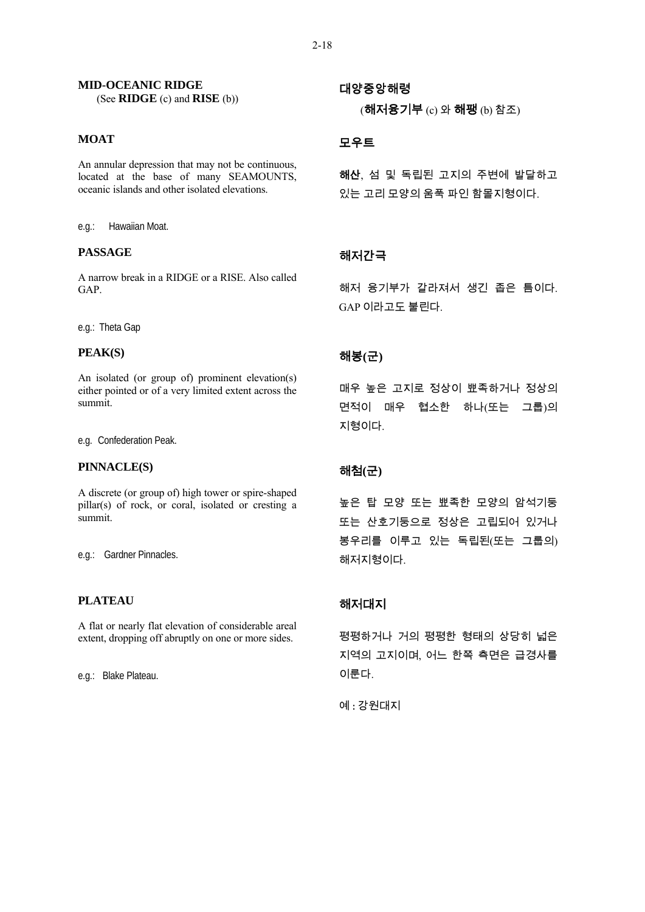**MID-OCEANIC RIDGE**
(See **RIDGE** (c) and **RISE** (b))

**대양중앙해령**
(**해저융기부** (c) 와 **해팽** (b) 참조)

**MOAT**

An annular depression that may not be continuous, located at the base of many SEAMOUNTS, oceanic islands and other isolated elevations.

e.g.: Hawaiian Moat.

**모우트**

**해산**, 섬 및 독립된 고지의 주변에 발달하고 있는 고리 모양의 움푹 파인 함몰지형이다.

**PASSAGE**

A narrow break in a RIDGE or a RISE. Also called GAP.

e.g.: Theta Gap

**해저간극**

해저 융기부가 갈라져서 생긴 좁은 틈이다. GAP 이라고도 불린다.

**PEAK(S)**

An isolated (or group of) prominent elevation(s) either pointed or of a very limited extent across the summit.

e.g. Confederation Peak.

**해봉(군)**

매우 높은 고지로 정상이 뾰족하거나 정상의 면적이 매우 협소한 하나(또는 그룹)의 지형이다.

**PINNACLE(S)**

A discrete (or group of) high tower or spire-shaped pillar(s) of rock, or coral, isolated or cresting a summit.

e.g.: Gardner Pinnacles.

**해첨(군)**

높은 탑 모양 또는 뾰족한 모양의 암석기둥 또는 산호기둥으로 정상은 고립되어 있거나 봉우리를 이루고 있는 독립된(또는 그룹의) 해저지형이다.

**PLATEAU**

A flat or nearly flat elevation of considerable areal extent, dropping off abruptly on one or more sides.

e.g.: Blake Plateau.

**해저대지**

평평하거나 거의 평평한 형태의 상당히 넓은 지역의 고지이며, 어느 한쪽 측면은 급경사를 이룬다.

예 : 강원대지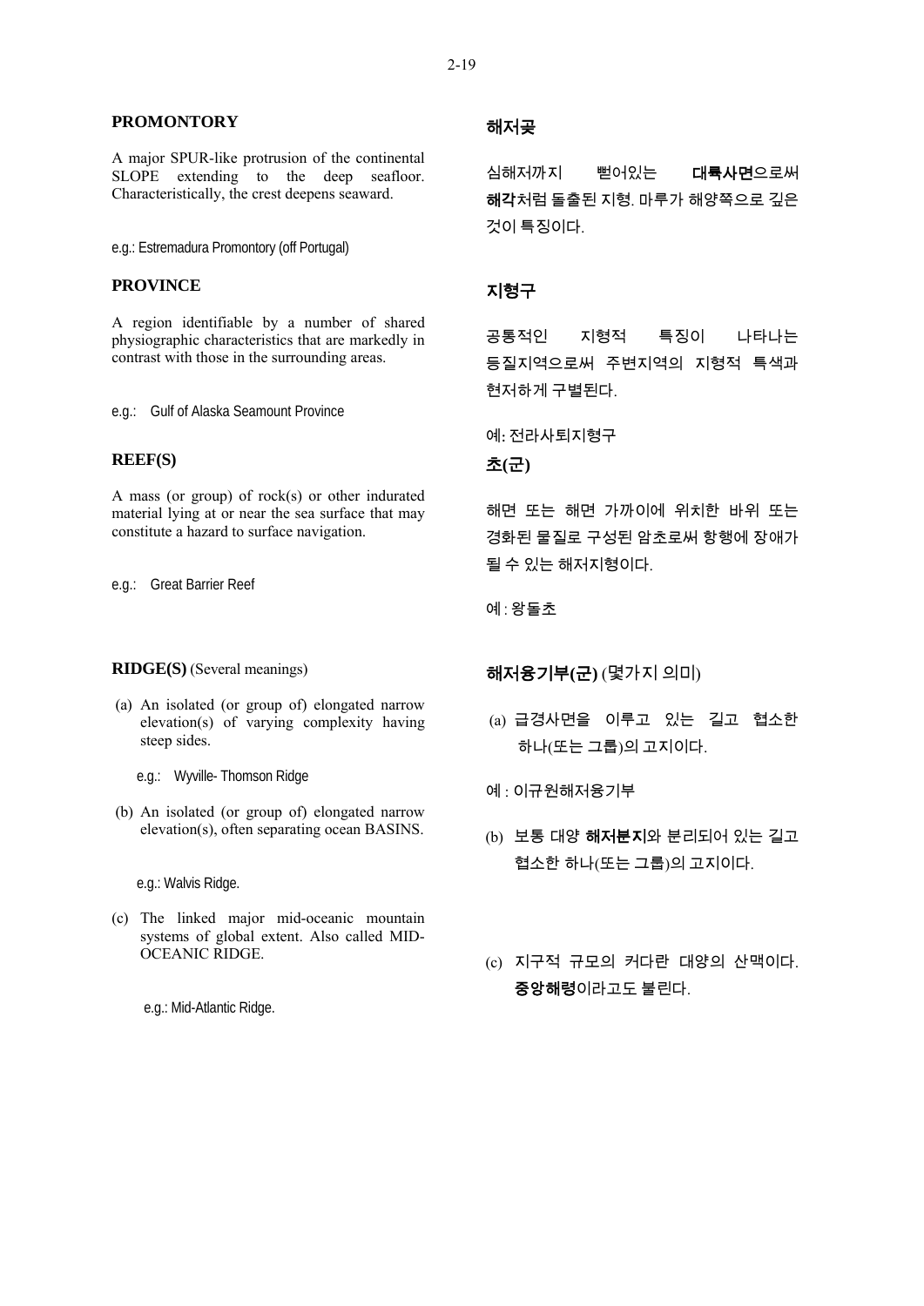## PROMONTORY

A major SPUR-like protrusion of the continental SLOPE extending to the deep seafloor. Characteristically, the crest deepens seaward.

e.g.: Estremadura Promontory (off Portugal)

## 해저곶

심해저까지 뻗어있는 **대륙사면**으로써 **해각**처럼 돌출된 지형. 마루가 해양쪽으로 깊은 것이 특징이다.

## PROVINCE

A region identifiable by a number of shared physiographic characteristics that are markedly in contrast with those in the surrounding areas.

e.g.: Gulf of Alaska Seamount Province

## 지형구

공통적인 지형적 특징이 나타나는 등질지역으로써 주변지역의 지형적 특색과 현저하게 구별된다.

예: 전라사퇴지형구

## REEF(S)

A mass (or group) of rock(s) or other indurated material lying at or near the sea surface that may constitute a hazard to surface navigation.

e.g.: Great Barrier Reef

## 초(군)

해면 또는 해면 가까이에 위치한 바위 또는 경화된 물질로 구성된 암초로써 항행에 장애가 될 수 있는 해저지형이다.

예 : 왕돌초

## RIDGE(S) (Several meanings)

(a) An isolated (or group of) elongated narrow elevation(s) of varying complexity having steep sides.

e.g.: Wyville- Thomson Ridge

(b) An isolated (or group of) elongated narrow elevation(s), often separating ocean BASINS.

e.g.: Walvis Ridge.

(c) The linked major mid-oceanic mountain systems of global extent. Also called MID-OCEANIC RIDGE.

e.g.: Mid-Atlantic Ridge.

## 해저융기부(군) (몇가지 의미)

(a) 급경사면을 이루고 있는 길고 협소한 하나(또는 그룹)의 고지이다.

예 : 이규원해저융기부

(b) 보통 대양 **해저분지**와 분리되어 있는 길고 협소한 하나(또는 그룹)의 고지이다.

(c) 지구적 규모의 커다란 대양의 산맥이다. **중앙해령**이라고도 불린다.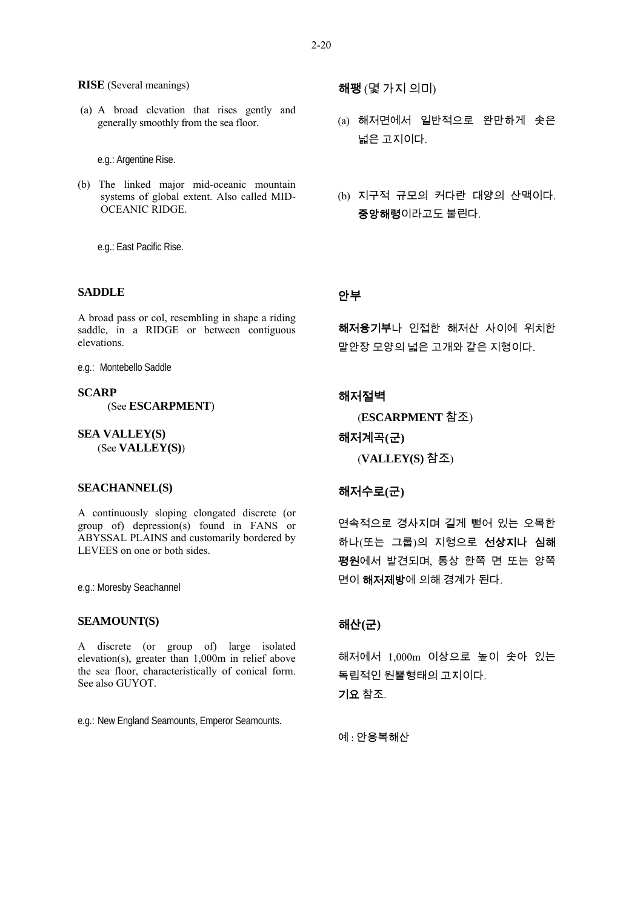**RISE** (Several meanings)

(a) A broad elevation that rises gently and generally smoothly from the sea floor.

e.g.: Argentine Rise.

(b) The linked major mid-oceanic mountain systems of global extent. Also called MID-OCEANIC RIDGE.

e.g.: East Pacific Rise.

**해팽** (몇 가지 의미)

(a) 해저면에서 일반적으로 완만하게 솟은 넓은 고지이다.

(b) 지구적 규모의 커다란 대양의 산맥이다. **중앙해령**이라고도 불린다.

**SADDLE**

A broad pass or col, resembling in shape a riding saddle, in a RIDGE or between contiguous elevations.

e.g.: Montebello Saddle

**안부**

**해저융기부**나 인접한 해저산 사이에 위치한 말안장 모양의 넓은 고개와 같은 지형이다.

**SCARP**
(See **ESCARPMENT**)

**해저절벽**
(**ESCARPMENT** 참조)

**SEA VALLEY(S)**
(See **VALLEY(S)**)

**해저계곡(군)**
(**VALLEY(S)** 참조)

**SEACHANNEL(S)**

A continuously sloping elongated discrete (or group of) depression(s) found in FANS or ABYSSAL PLAINS and customarily bordered by LEVEES on one or both sides.

e.g.: Moresby Seachannel

**해저수로(군)**

연속적으로 경사지며 길게 뻗어 있는 오목한 하나(또는 그룹)의 지형으로 **선상지**나 **심해평원**에서 발견되며, 통상 한쪽 면 또는 양쪽 면이 **해저제방**에 의해 경계가 된다.

**SEAMOUNT(S)**

A discrete (or group of) large isolated elevation(s), greater than 1,000m in relief above the sea floor, characteristically of conical form. See also GUYOT.

e.g.: New England Seamounts, Emperor Seamounts.

**해산(군)**

해저에서 1,000m 이상으로 높이 솟아 있는 독립적인 원뿔형태의 고지이다.
**기요** 참조.

예 : 안용복해산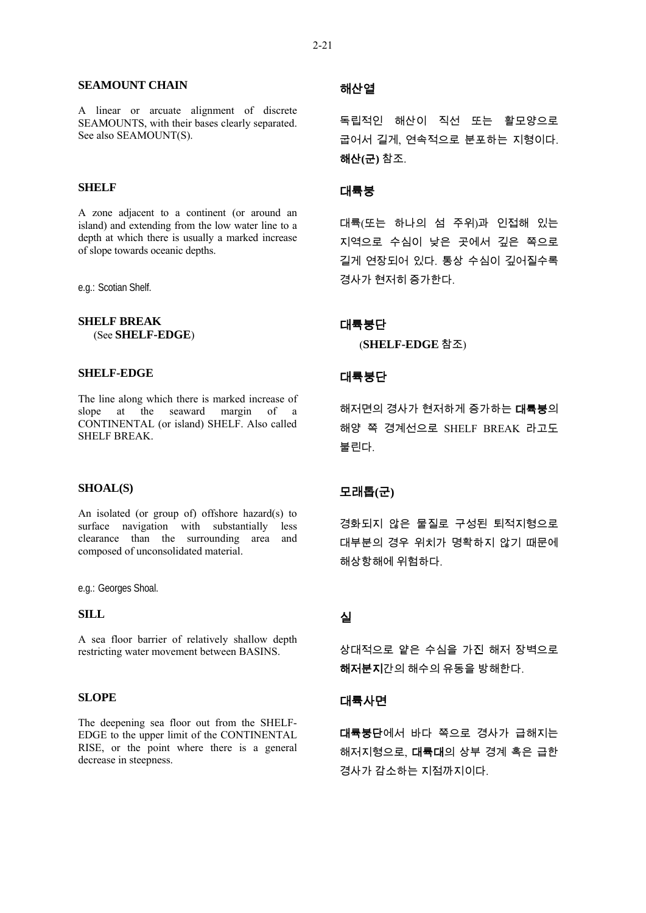## SEAMOUNT CHAIN

A linear or arcuate alignment of discrete SEAMOUNTS, with their bases clearly separated. See also SEAMOUNT(S).

## 해산열

독립적인 해산이 직선 또는 활모양으로 굽어서 길게, 연속적으로 분포하는 지형이다. **해산(군)** 참조.

## SHELF

A zone adjacent to a continent (or around an island) and extending from the low water line to a depth at which there is usually a marked increase of slope towards oceanic depths.

e.g.: Scotian Shelf.

## 대륙붕

대륙(또는 하나의 섬 주위)과 인접해 있는 지역으로 수심이 낮은 곳에서 깊은 쪽으로 길게 연장되어 있다. 통상 수심이 깊어질수록 경사가 현저히 증가한다.

## SHELF BREAK

(See **SHELF-EDGE**)

## 대륙붕단

(**SHELF-EDGE** 참조)

## SHELF-EDGE

The line along which there is marked increase of slope at the seaward margin of a CONTINENTAL (or island) SHELF. Also called SHELF BREAK.

## 대륙붕단

해저면의 경사가 현저하게 증가하는 **대륙붕**의 해양 쪽 경계선으로 SHELF BREAK 라고도 불린다.

## SHOAL(S)

An isolated (or group of) offshore hazard(s) to surface navigation with substantially less clearance than the surrounding area and composed of unconsolidated material.

e.g.: Georges Shoal.

## 모래톱(군)

경화되지 않은 물질로 구성된 퇴적지형으로 대부분의 경우 위치가 명확하지 않기 때문에 해상항해에 위험하다.

## SILL

A sea floor barrier of relatively shallow depth restricting water movement between BASINS.

## 실

상대적으로 얕은 수심을 가진 해저 장벽으로 **해저분지**간의 해수의 유동을 방해한다.

## SLOPE

The deepening sea floor out from the SHELF-EDGE to the upper limit of the CONTINENTAL RISE, or the point where there is a general decrease in steepness.

## 대륙사면

**대륙붕단**에서 바다 쪽으로 경사가 급해지는 해저지형으로, **대륙대**의 상부 경계 혹은 급한 경사가 감소하는 지점까지이다.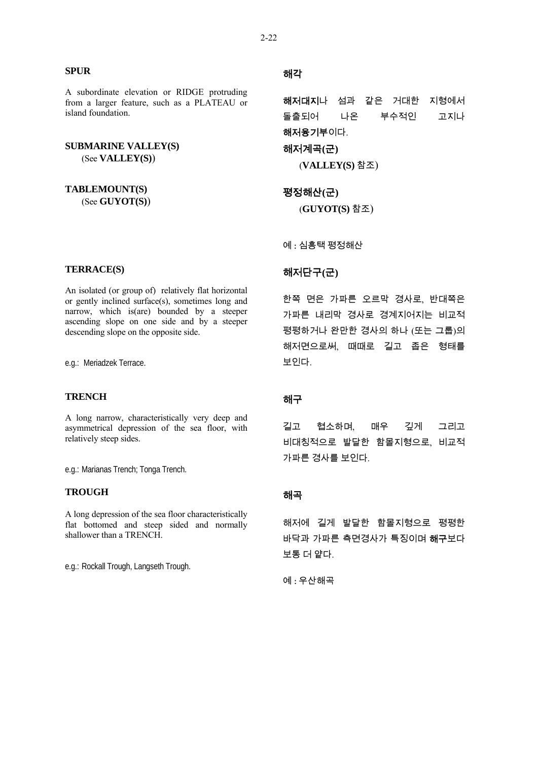### SPUR

A subordinate elevation or RIDGE protruding from a larger feature, such as a PLATEAU or island foundation.

### 해각

**해저대지**나 섬과 같은 거대한 지형에서 돌출되어 나온 부수적인 고지나 **해저융기부**이다.

### SUBMARINE VALLEY(S)

(See **VALLEY(S)**)

### 해저계곡(군)

(**VALLEY(S)** 참조)

### TABLEMOUNT(S)

(See **GUYOT(S)**)

### 평정해산(군)

(**GUYOT(S)** 참조)

예 : 심흥택 평정해산

### TERRACE(S)

An isolated (or group of) relatively flat horizontal or gently inclined surface(s), sometimes long and narrow, which is(are) bounded by a steeper ascending slope on one side and by a steeper descending slope on the opposite side.

e.g.: Meriadzek Terrace.

### 해저단구(군)

한쪽 면은 가파른 오르막 경사로, 반대쪽은 가파른 내리막 경사로 경계지어지는 비교적 평평하거나 완만한 경사의 하나 (또는 그룹)의 해저면으로써, 때때로 길고 좁은 형태를 보인다.

### TRENCH

A long narrow, characteristically very deep and asymmetrical depression of the sea floor, with relatively steep sides.

e.g.: Marianas Trench; Tonga Trench.

### 해구

길고 협소하며, 매우 깊게 그리고 비대칭적으로 발달한 함몰지형으로, 비교적 가파른 경사를 보인다.

### TROUGH

A long depression of the sea floor characteristically flat bottomed and steep sided and normally shallower than a TRENCH.

e.g.: Rockall Trough, Langseth Trough.

### 해곡

해저에 길게 발달한 함몰지형으로 평평한 바닥과 가파른 측면경사가 특징이며 **해구**보다 보통 더 얕다.

예 : 우산해곡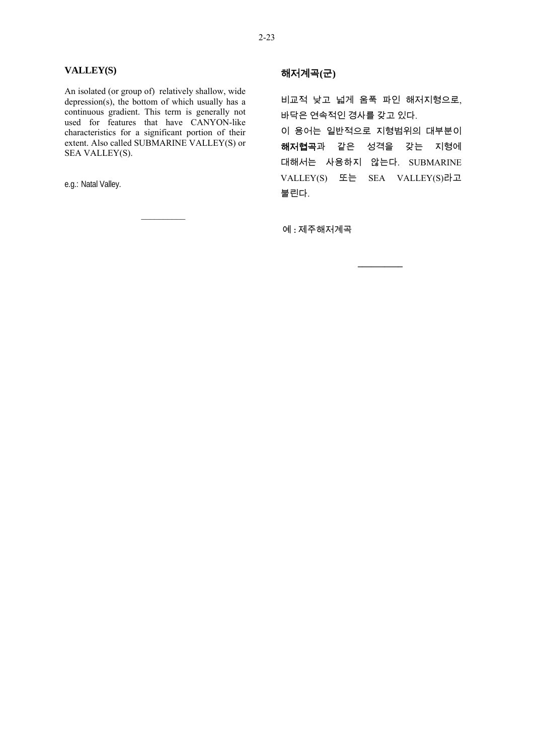## VALLEY(S)

An isolated (or group of) relatively shallow, wide depression(s), the bottom of which usually has a continuous gradient. This term is generally not used for features that have CANYON-like characteristics for a significant portion of their extent. Also called SUBMARINE VALLEY(S) or SEA VALLEY(S).

e.g.: Natal Valley.

---

## 해저계곡(군)

비교적 낮고 넓게 움푹 파인 해저지형으로, 바닥은 연속적인 경사를 갖고 있다.
이 용어는 일반적으로 지형범위의 대부분이 **해저협곡**과 같은 성격을 갖는 지형에 대해서는 사용하지 않는다. SUBMARINE VALLEY(S) 또는 SEA VALLEY(S)라고 불린다.

예 : 제주해저계곡

---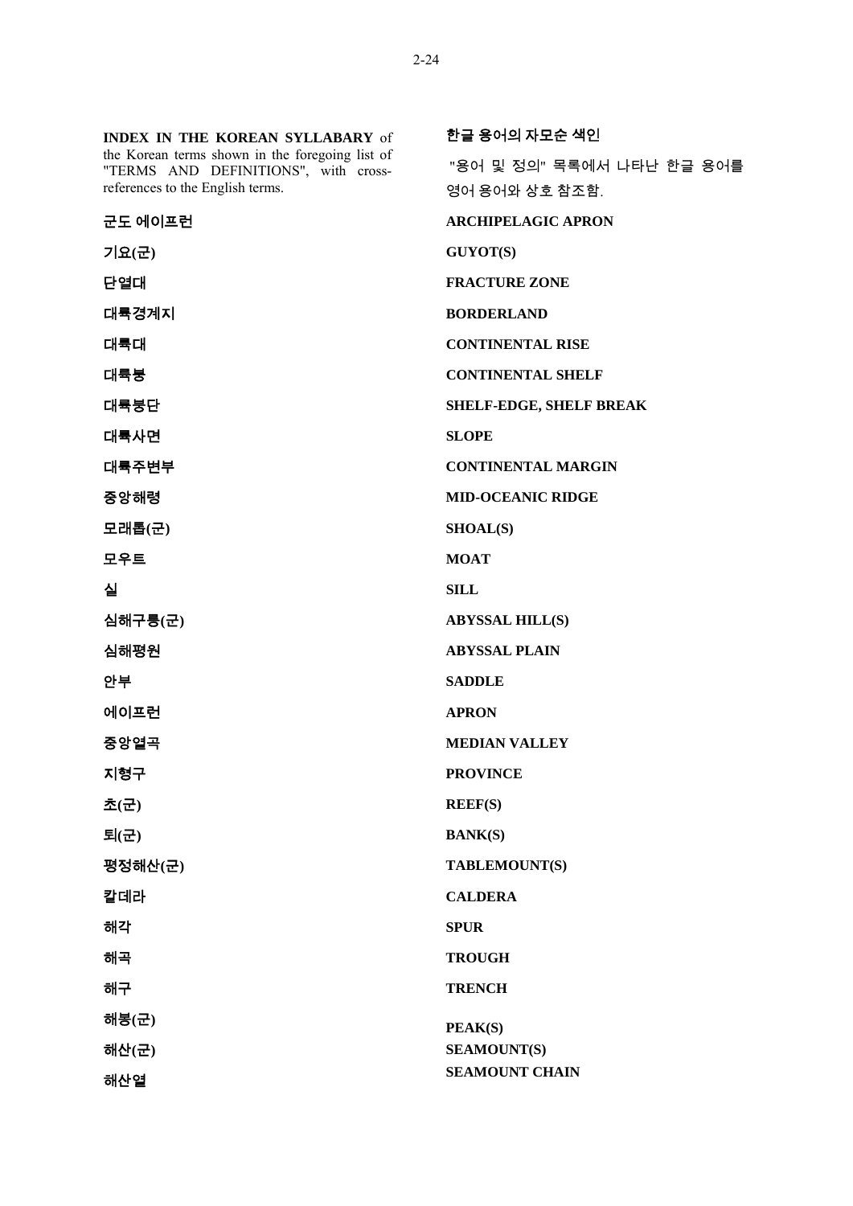**INDEX IN THE KOREAN SYLLABARY** of the Korean terms shown in the foregoing list of "TERMS AND DEFINITIONS", with cross-references to the English terms.

**한글 용어의 자모순 색인**

"용어 및 정의" 목록에서 나타난 한글 용어를 영어 용어와 상호 참조함.

| | |
|---|---|
| **군도 에이프런** | **ARCHIPELAGIC APRON** |
| **기요(군)** | **GUYOT(S)** |
| **단열대** | **FRACTURE ZONE** |
| **대륙경계지** | **BORDERLAND** |
| **대륙대** | **CONTINENTAL RISE** |
| **대륙붕** | **CONTINENTAL SHELF** |
| **대륙붕단** | **SHELF-EDGE, SHELF BREAK** |
| **대륙사면** | **SLOPE** |
| **대륙주변부** | **CONTINENTAL MARGIN** |
| **중앙해령** | **MID-OCEANIC RIDGE** |
| **모래톱(군)** | **SHOAL(S)** |
| **모우트** | **MOAT** |
| **실** | **SILL** |
| **심해구릉(군)** | **ABYSSAL HILL(S)** |
| **심해평원** | **ABYSSAL PLAIN** |
| **안부** | **SADDLE** |
| **에이프런** | **APRON** |
| **중앙열곡** | **MEDIAN VALLEY** |
| **지형구** | **PROVINCE** |
| **초(군)** | **REEF(S)** |
| **퇴(군)** | **BANK(S)** |
| **평정해산(군)** | **TABLEMOUNT(S)** |
| **칼데라** | **CALDERA** |
| **해각** | **SPUR** |
| **해곡** | **TROUGH** |
| **해구** | **TRENCH** |
| **해봉(군)** | **PEAK(S)** |
| **해산(군)** | **SEAMOUNT(S)** |
| **해산열** | **SEAMOUNT CHAIN** |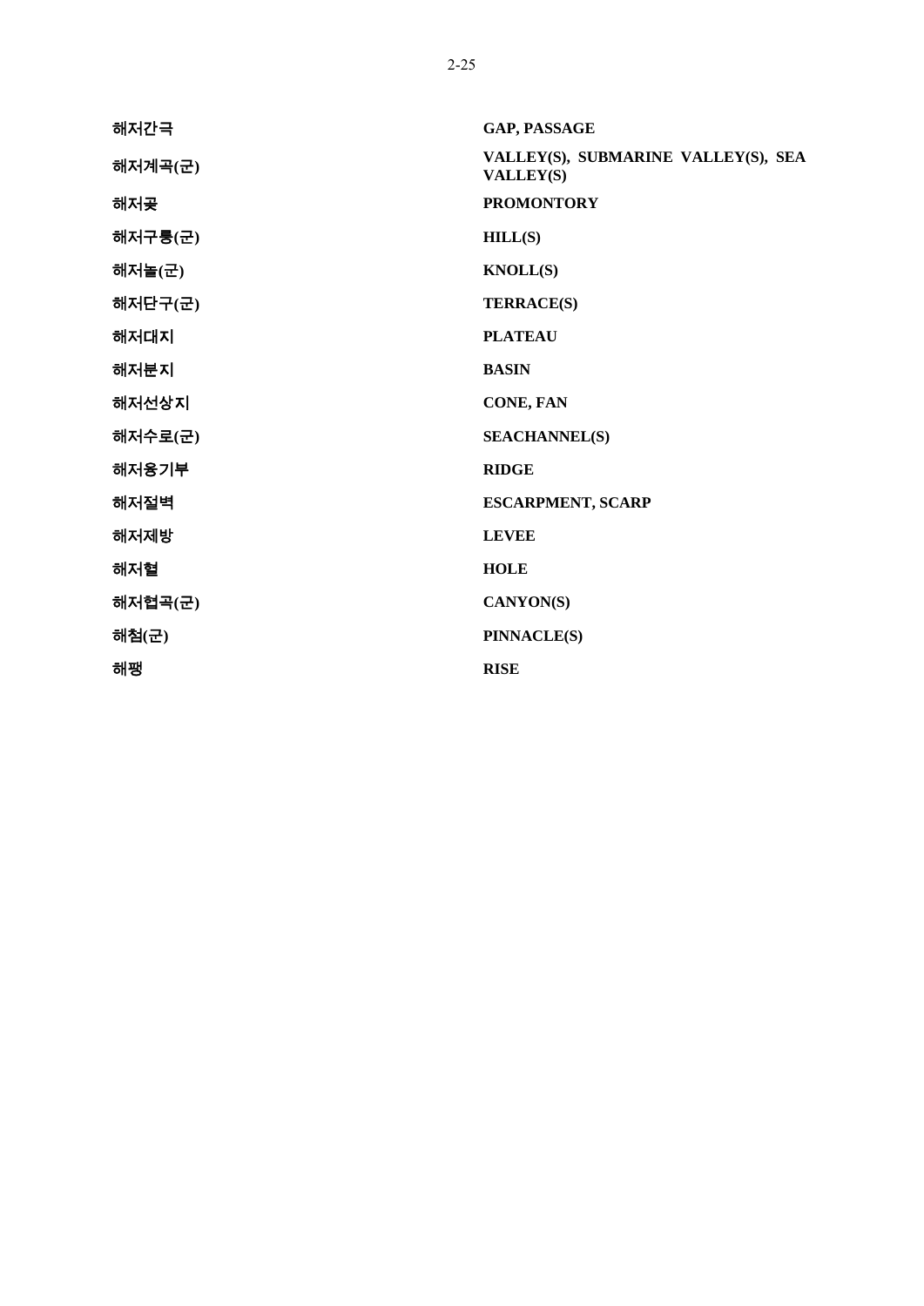| | |
|---|---|
| **해저간극** | **GAP, PASSAGE** |
| **해저계곡(군)** | **VALLEY(S), SUBMARINE VALLEY(S), SEA VALLEY(S)** |
| **해저곶** | **PROMONTORY** |
| **해저구릉(군)** | **HILL(S)** |
| **해저놀(군)** | **KNOLL(S)** |
| **해저단구(군)** | **TERRACE(S)** |
| **해저대지** | **PLATEAU** |
| **해저분지** | **BASIN** |
| **해저선상지** | **CONE, FAN** |
| **해저수로(군)** | **SEACHANNEL(S)** |
| **해저융기부** | **RIDGE** |
| **해저절벽** | **ESCARPMENT, SCARP** |
| **해저제방** | **LEVEE** |
| **해저혈** | **HOLE** |
| **해저협곡(군)** | **CANYON(S)** |
| **해첨(군)** | **PINNACLE(S)** |
| **해팽** | **RISE** |